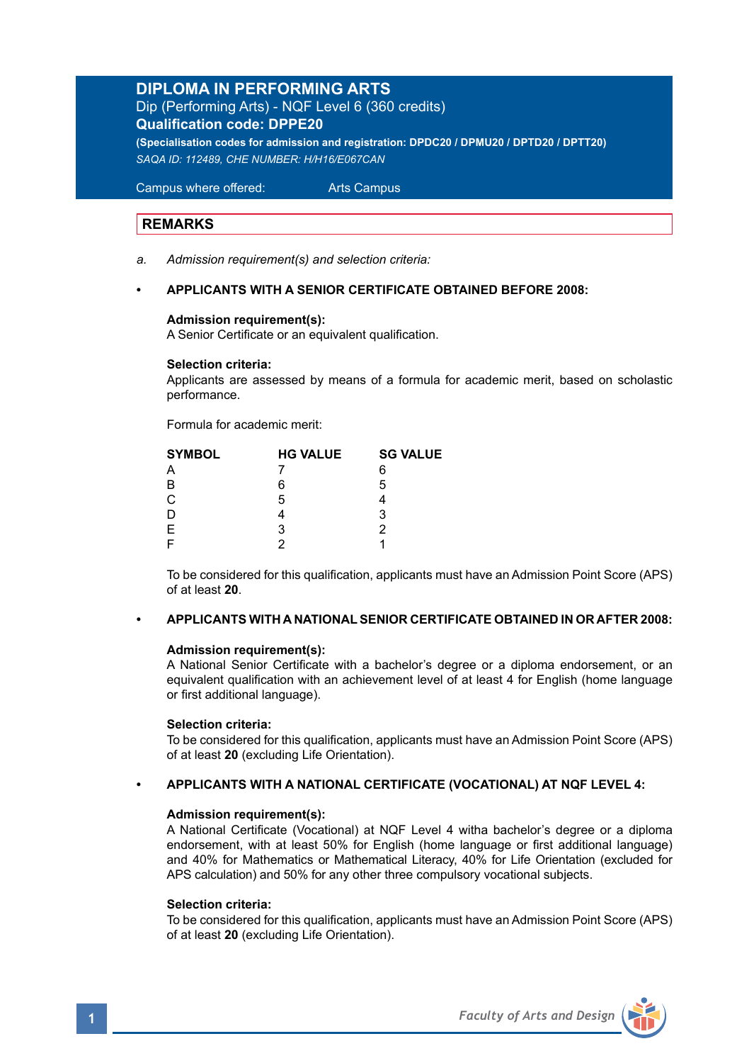# DIPLOMA IN PERFORMING ARTS

Dip (Performing Arts) - NQF Level 6 (360 credits)

**Qualification code: DPPE20**

**(Specialisation codes for admission and registration: DPDC20 / DPMU20 / DPTD20 / DPTT20)**

*SAQA ID: 112489, CHE NUMBER: H/H16/E067CAN*

Campus where offered: Arts Campus

## REMARKS

a. *Admission requirement(s) and selection criteria:*

- **APPLICANTS WITH A SENIOR CERTIFICATE OBTAINED BEFORE 2008:**

  **Admission requirement(s):**
  A Senior Certificate or an equivalent qualification.

  **Selection criteria:**
  Applicants are assessed by means of a formula for academic merit, based on scholastic performance.

  Formula for academic merit:

  | SYMBOL | HG VALUE | SG VALUE |
  |---|---|---|
  | A | 7 | 6 |
  | B | 6 | 5 |
  | C | 5 | 4 |
  | D | 4 | 3 |
  | E | 3 | 2 |
  | F | 2 | 1 |

  To be considered for this qualification, applicants must have an Admission Point Score (APS) of at least **20**.

- **APPLICANTS WITH A NATIONAL SENIOR CERTIFICATE OBTAINED IN OR AFTER 2008:**

  **Admission requirement(s):**
  A National Senior Certificate with a bachelor's degree or a diploma endorsement, or an equivalent qualification with an achievement level of at least 4 for English (home language or first additional language).

  **Selection criteria:**
  To be considered for this qualification, applicants must have an Admission Point Score (APS) of at least **20** (excluding Life Orientation).

- **APPLICANTS WITH A NATIONAL CERTIFICATE (VOCATIONAL) AT NQF LEVEL 4:**

  **Admission requirement(s):**
  A National Certificate (Vocational) at NQF Level 4 witha bachelor's degree or a diploma endorsement, with at least 50% for English (home language or first additional language) and 40% for Mathematics or Mathematical Literacy, 40% for Life Orientation (excluded for APS calculation) and 50% for any other three compulsory vocational subjects.

  **Selection criteria:**
  To be considered for this qualification, applicants must have an Admission Point Score (APS) of at least **20** (excluding Life Orientation).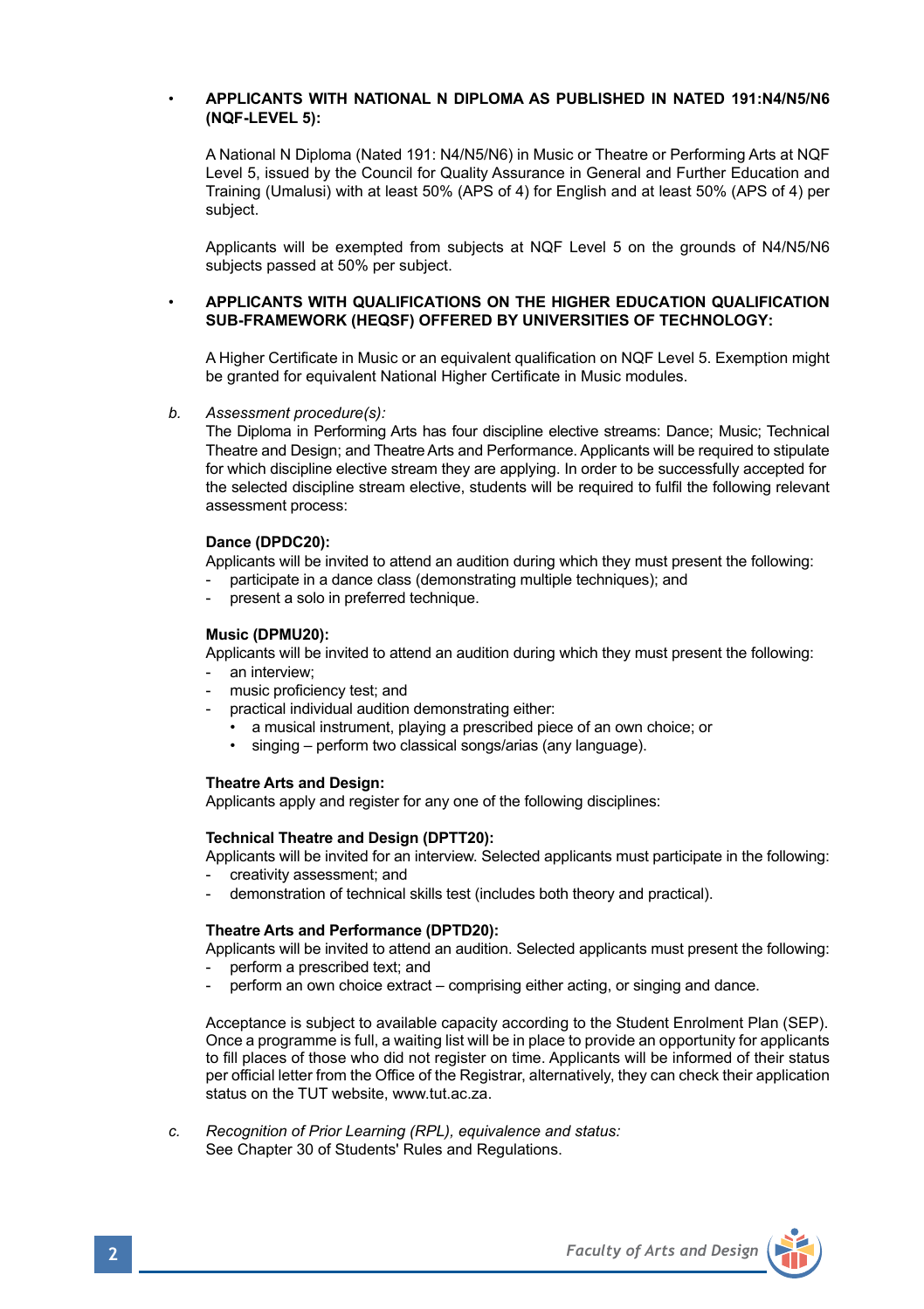- **APPLICANTS WITH NATIONAL N DIPLOMA AS PUBLISHED IN NATED 191:N4/N5/N6 (NQF-LEVEL 5):**

  A National N Diploma (Nated 191: N4/N5/N6) in Music or Theatre or Performing Arts at NQF Level 5, issued by the Council for Quality Assurance in General and Further Education and Training (Umalusi) with at least 50% (APS of 4) for English and at least 50% (APS of 4) per subject.

  Applicants will be exempted from subjects at NQF Level 5 on the grounds of N4/N5/N6 subjects passed at 50% per subject.

- **APPLICANTS WITH QUALIFICATIONS ON THE HIGHER EDUCATION QUALIFICATION SUB-FRAMEWORK (HEQSF) OFFERED BY UNIVERSITIES OF TECHNOLOGY:**

  A Higher Certificate in Music or an equivalent qualification on NQF Level 5. Exemption might be granted for equivalent National Higher Certificate in Music modules.

*b. Assessment procedure(s):*

The Diploma in Performing Arts has four discipline elective streams: Dance; Music; Technical Theatre and Design; and Theatre Arts and Performance. Applicants will be required to stipulate for which discipline elective stream they are applying. In order to be successfully accepted for the selected discipline stream elective, students will be required to fulfil the following relevant assessment process:

**Dance (DPDC20):**

Applicants will be invited to attend an audition during which they must present the following:

- participate in a dance class (demonstrating multiple techniques); and
- present a solo in preferred technique.

**Music (DPMU20):**

Applicants will be invited to attend an audition during which they must present the following:

- an interview;
- music proficiency test; and
- practical individual audition demonstrating either:
  - a musical instrument, playing a prescribed piece of an own choice; or
  - singing – perform two classical songs/arias (any language).

**Theatre Arts and Design:**

Applicants apply and register for any one of the following disciplines:

**Technical Theatre and Design (DPTT20):**

Applicants will be invited for an interview. Selected applicants must participate in the following:

- creativity assessment; and
- demonstration of technical skills test (includes both theory and practical).

**Theatre Arts and Performance (DPTD20):**

Applicants will be invited to attend an audition. Selected applicants must present the following:

- perform a prescribed text; and
- perform an own choice extract – comprising either acting, or singing and dance.

Acceptance is subject to available capacity according to the Student Enrolment Plan (SEP). Once a programme is full, a waiting list will be in place to provide an opportunity for applicants to fill places of those who did not register on time. Applicants will be informed of their status per official letter from the Office of the Registrar, alternatively, they can check their application status on the TUT website, www.tut.ac.za.

*c. Recognition of Prior Learning (RPL), equivalence and status:*

See Chapter 30 of Students' Rules and Regulations.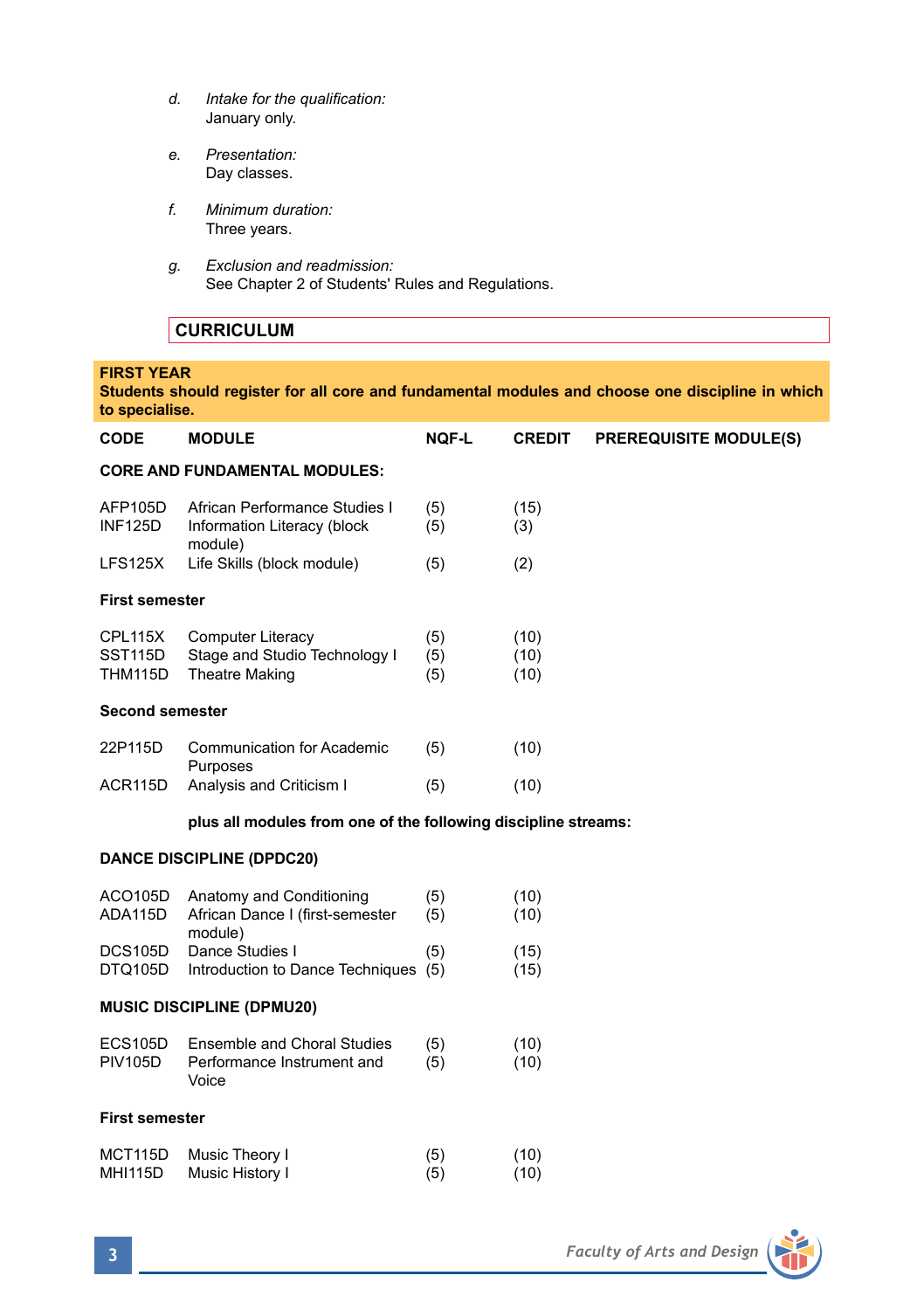*d. Intake for the qualification:*
January only.

*e. Presentation:*
Day classes.

*f. Minimum duration:*
Three years.

*g. Exclusion and readmission:*
See Chapter 2 of Students' Rules and Regulations.

## CURRICULUM

**FIRST YEAR**
**Students should register for all core and fundamental modules and choose one discipline in which to specialise.**

| CODE | MODULE | NQF-L | CREDIT | PREREQUISITE MODULE(S) |
|---|---|---|---|---|
| **CORE AND FUNDAMENTAL MODULES:** | | | | |
| AFP105D | African Performance Studies I | (5) | (15) | |
| INF125D | Information Literacy (block module) | (5) | (3) | |
| LFS125X | Life Skills (block module) | (5) | (2) | |
| **First semester** | | | | |
| CPL115X | Computer Literacy | (5) | (10) | |
| SST115D | Stage and Studio Technology I | (5) | (10) | |
| THM115D | Theatre Making | (5) | (10) | |
| **Second semester** | | | | |
| 22P115D | Communication for Academic Purposes | (5) | (10) | |
| ACR115D | Analysis and Criticism I | (5) | (10) | |
| | **plus all modules from one of the following discipline streams:** | | | |
| **DANCE DISCIPLINE (DPDC20)** | | | | |
| ACO105D | Anatomy and Conditioning | (5) | (10) | |
| ADA115D | African Dance I (first-semester module) | (5) | (10) | |
| DCS105D | Dance Studies I | (5) | (15) | |
| DTQ105D | Introduction to Dance Techniques | (5) | (15) | |
| **MUSIC DISCIPLINE (DPMU20)** | | | | |
| ECS105D | Ensemble and Choral Studies | (5) | (10) | |
| PIV105D | Performance Instrument and Voice | (5) | (10) | |
| **First semester** | | | | |
| MCT115D | Music Theory I | (5) | (10) | |
| MHI115D | Music History I | (5) | (10) | |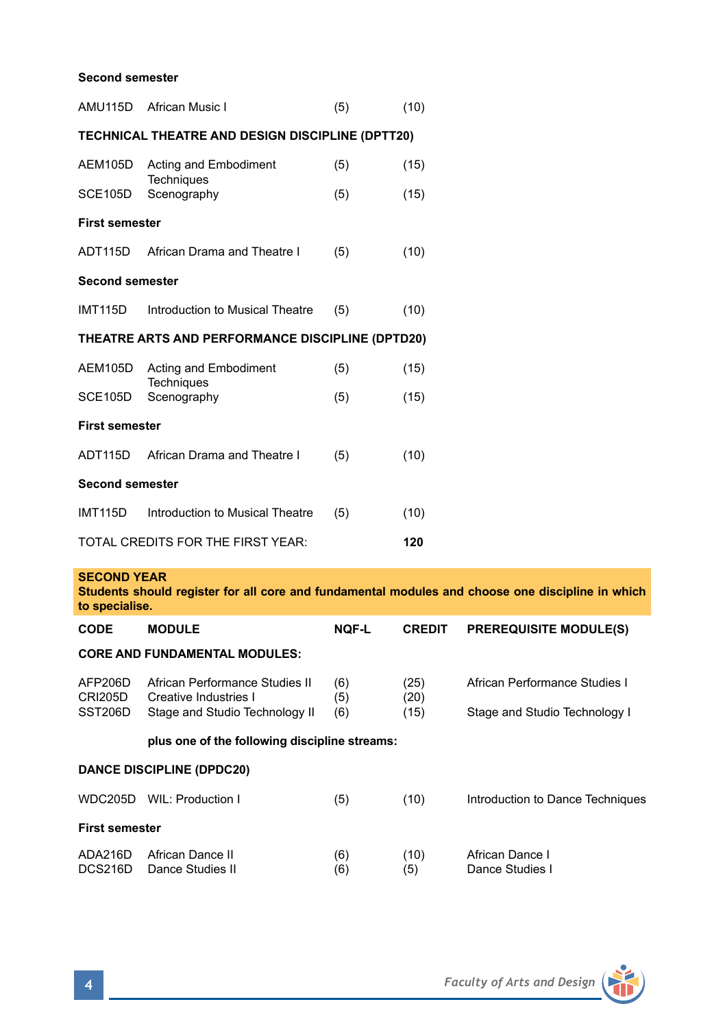**Second semester**

| | | | |
|---|---|---|---|
| AMU115D | African Music I | (5) | (10) |

**TECHNICAL THEATRE AND DESIGN DISCIPLINE (DPTT20)**

| | | | |
|---|---|---|---|
| AEM105D | Acting and Embodiment Techniques | (5) | (15) |
| SCE105D | Scenography | (5) | (15) |

**First semester**

| | | | |
|---|---|---|---|
| ADT115D | African Drama and Theatre I | (5) | (10) |

**Second semester**

| | | | |
|---|---|---|---|
| IMT115D | Introduction to Musical Theatre | (5) | (10) |

**THEATRE ARTS AND PERFORMANCE DISCIPLINE (DPTD20)**

| | | | |
|---|---|---|---|
| AEM105D | Acting and Embodiment Techniques | (5) | (15) |
| SCE105D | Scenography | (5) | (15) |

**First semester**

| | | | |
|---|---|---|---|
| ADT115D | African Drama and Theatre I | (5) | (10) |

**Second semester**

| | | | |
|---|---|---|---|
| IMT115D | Introduction to Musical Theatre | (5) | (10) |

TOTAL CREDITS FOR THE FIRST YEAR: **120**

## SECOND YEAR

**Students should register for all core and fundamental modules and choose one discipline in which to specialise.**

| CODE | MODULE | NQF-L | CREDIT | PREREQUISITE MODULE(S) |
|---|---|---|---|---|
| **CORE AND FUNDAMENTAL MODULES:** | | | | |
| AFP206D | African Performance Studies II | (6) | (25) | African Performance Studies I |
| CRI205D | Creative Industries I | (5) | (20) | |
| SST206D | Stage and Studio Technology II | (6) | (15) | Stage and Studio Technology I |
| | **plus one of the following discipline streams:** | | | |
| **DANCE DISCIPLINE (DPDC20)** | | | | |
| WDC205D | WIL: Production I | (5) | (10) | Introduction to Dance Techniques |
| **First semester** | | | | |
| ADA216D | African Dance II | (6) | (10) | African Dance I |
| DCS216D | Dance Studies II | (6) | (5) | Dance Studies I |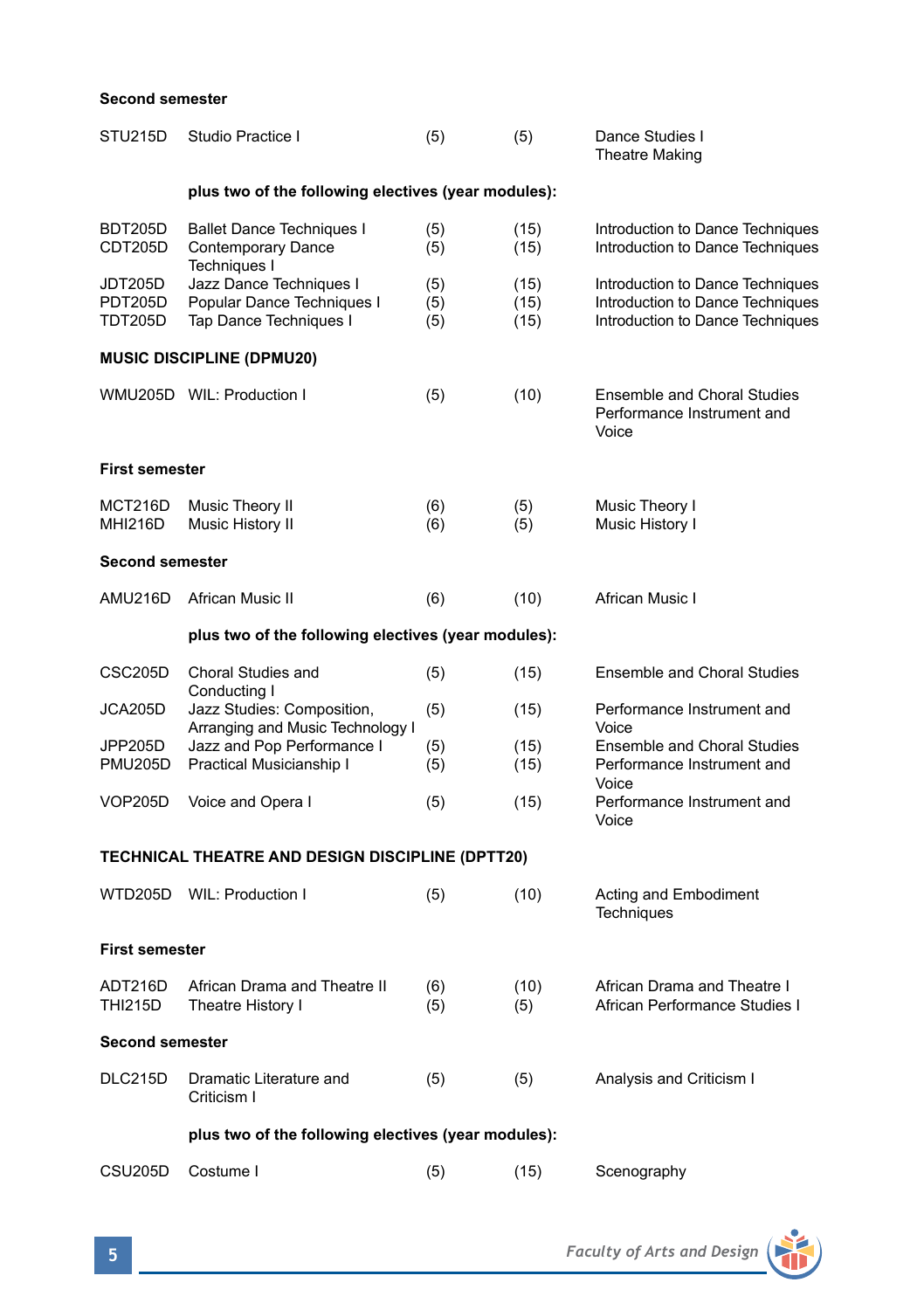**Second semester**

| | | | | |
|---|---|---|---|---|
| STU215D | Studio Practice I | (5) | (5) | Dance Studies I<br>Theatre Making |
| | **plus two of the following electives (year modules):** | | | |
| BDT205D | Ballet Dance Techniques I | (5) | (15) | Introduction to Dance Techniques |
| CDT205D | Contemporary Dance Techniques I | (5) | (15) | Introduction to Dance Techniques |
| JDT205D | Jazz Dance Techniques I | (5) | (15) | Introduction to Dance Techniques |
| PDT205D | Popular Dance Techniques I | (5) | (15) | Introduction to Dance Techniques |
| TDT205D | Tap Dance Techniques I | (5) | (15) | Introduction to Dance Techniques |

**MUSIC DISCIPLINE (DPMU20)**

| | | | | |
|---|---|---|---|---|
| WMU205D | WIL: Production I | (5) | (10) | Ensemble and Choral Studies<br>Performance Instrument and Voice |

**First semester**

| | | | | |
|---|---|---|---|---|
| MCT216D | Music Theory II | (6) | (5) | Music Theory I |
| MHI216D | Music History II | (6) | (5) | Music History I |

**Second semester**

| | | | | |
|---|---|---|---|---|
| AMU216D | African Music II | (6) | (10) | African Music I |
| | **plus two of the following electives (year modules):** | | | |
| CSC205D | Choral Studies and Conducting I | (5) | (15) | Ensemble and Choral Studies |
| JCA205D | Jazz Studies: Composition, Arranging and Music Technology I | (5) | (15) | Performance Instrument and Voice |
| JPP205D | Jazz and Pop Performance I | (5) | (15) | Ensemble and Choral Studies |
| PMU205D | Practical Musicianship I | (5) | (15) | Performance Instrument and Voice |
| VOP205D | Voice and Opera I | (5) | (15) | Performance Instrument and Voice |

**TECHNICAL THEATRE AND DESIGN DISCIPLINE (DPTT20)**

| | | | | |
|---|---|---|---|---|
| WTD205D | WIL: Production I | (5) | (10) | Acting and Embodiment Techniques |

**First semester**

| | | | | |
|---|---|---|---|---|
| ADT216D | African Drama and Theatre II | (6) | (10) | African Drama and Theatre I |
| THI215D | Theatre History I | (5) | (5) | African Performance Studies I |

**Second semester**

| | | | | |
|---|---|---|---|---|
| DLC215D | Dramatic Literature and Criticism I | (5) | (5) | Analysis and Criticism I |
| | **plus two of the following electives (year modules):** | | | |
| CSU205D | Costume I | (5) | (15) | Scenography |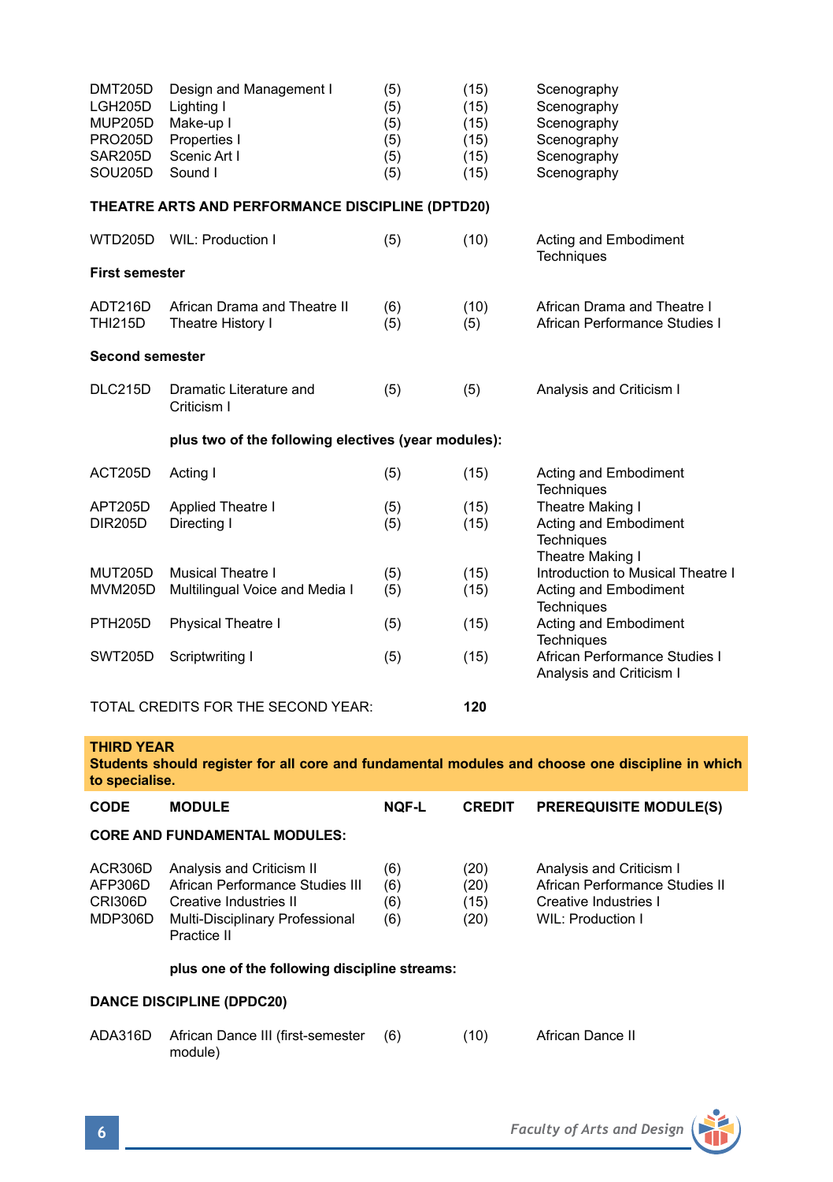| | | | | |
|---|---|---|---|---|
| DMT205D | Design and Management I | (5) | (15) | Scenography |
| LGH205D | Lighting I | (5) | (15) | Scenography |
| MUP205D | Make-up I | (5) | (15) | Scenography |
| PRO205D | Properties I | (5) | (15) | Scenography |
| SAR205D | Scenic Art I | (5) | (15) | Scenography |
| SOU205D | Sound I | (5) | (15) | Scenography |

**THEATRE ARTS AND PERFORMANCE DISCIPLINE (DPTD20)**

| | | | | |
|---|---|---|---|---|
| WTD205D | WIL: Production I | (5) | (10) | Acting and Embodiment Techniques |

**First semester**

| | | | | |
|---|---|---|---|---|
| ADT216D | African Drama and Theatre II | (6) | (10) | African Drama and Theatre I |
| THI215D | Theatre History I | (5) | (5) | African Performance Studies I |

**Second semester**

| | | | | |
|---|---|---|---|---|
| DLC215D | Dramatic Literature and Criticism I | (5) | (5) | Analysis and Criticism I |

**plus two of the following electives (year modules):**

| | | | | |
|---|---|---|---|---|
| ACT205D | Acting I | (5) | (15) | Acting and Embodiment Techniques |
| APT205D | Applied Theatre I | (5) | (15) | Theatre Making I |
| DIR205D | Directing I | (5) | (15) | Acting and Embodiment Techniques<br>Theatre Making I |
| MUT205D | Musical Theatre I | (5) | (15) | Introduction to Musical Theatre I |
| MVM205D | Multilingual Voice and Media I | (5) | (15) | Acting and Embodiment Techniques |
| PTH205D | Physical Theatre I | (5) | (15) | Acting and Embodiment Techniques |
| SWT205D | Scriptwriting I | (5) | (15) | African Performance Studies I<br>Analysis and Criticism I |

TOTAL CREDITS FOR THE SECOND YEAR: **120**

**THIRD YEAR**
**Students should register for all core and fundamental modules and choose one discipline in which to specialise.**

| CODE | MODULE | NQF-L | CREDIT | PREREQUISITE MODULE(S) |
|---|---|---|---|---|
| **CORE AND FUNDAMENTAL MODULES:** | | | | |
| ACR306D | Analysis and Criticism II | (6) | (20) | Analysis and Criticism I |
| AFP306D | African Performance Studies III | (6) | (20) | African Performance Studies II |
| CRI306D | Creative Industries II | (6) | (15) | Creative Industries I |
| MDP306D | Multi-Disciplinary Professional Practice II | (6) | (20) | WIL: Production I |

**plus one of the following discipline streams:**

**DANCE DISCIPLINE (DPDC20)**

| | | | | |
|---|---|---|---|---|
| ADA316D | African Dance III (first-semester module) | (6) | (10) | African Dance II |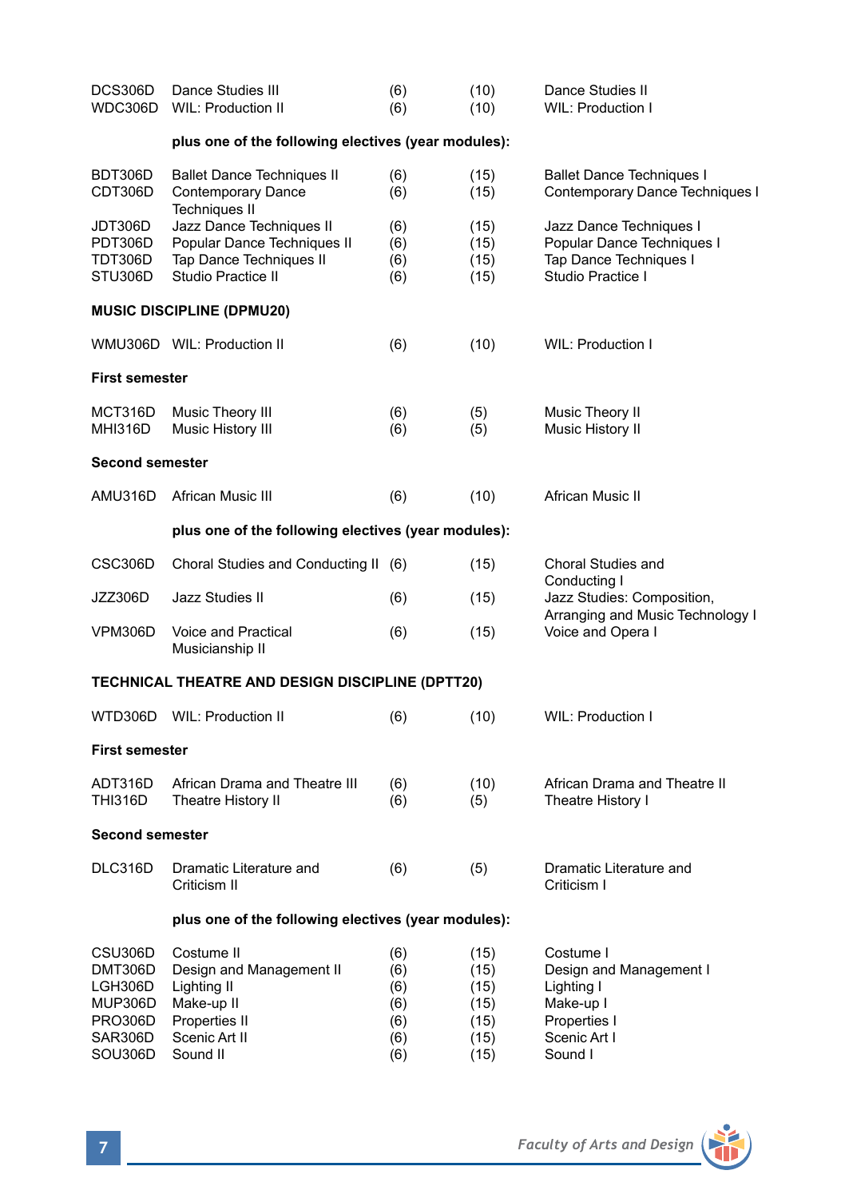| | | | | |
|---|---|---|---|---|
| DCS306D | Dance Studies III | (6) | (10) | Dance Studies II |
| WDC306D | WIL: Production II | (6) | (10) | WIL: Production I |

**plus one of the following electives (year modules):**

| | | | | |
|---|---|---|---|---|
| BDT306D | Ballet Dance Techniques II | (6) | (15) | Ballet Dance Techniques I |
| CDT306D | Contemporary Dance Techniques II | (6) | (15) | Contemporary Dance Techniques I |
| JDT306D | Jazz Dance Techniques II | (6) | (15) | Jazz Dance Techniques I |
| PDT306D | Popular Dance Techniques II | (6) | (15) | Popular Dance Techniques I |
| TDT306D | Tap Dance Techniques II | (6) | (15) | Tap Dance Techniques I |
| STU306D | Studio Practice II | (6) | (15) | Studio Practice I |

**MUSIC DISCIPLINE (DPMU20)**

| | | | | |
|---|---|---|---|---|
| WMU306D | WIL: Production II | (6) | (10) | WIL: Production I |

**First semester**

| | | | | |
|---|---|---|---|---|
| MCT316D | Music Theory III | (6) | (5) | Music Theory II |
| MHI316D | Music History III | (6) | (5) | Music History II |

**Second semester**

| | | | | |
|---|---|---|---|---|
| AMU316D | African Music III | (6) | (10) | African Music II |

**plus one of the following electives (year modules):**

| | | | | |
|---|---|---|---|---|
| CSC306D | Choral Studies and Conducting II | (6) | (15) | Choral Studies and Conducting I |
| JZZ306D | Jazz Studies II | (6) | (15) | Jazz Studies: Composition, Arranging and Music Technology I |
| VPM306D | Voice and Practical Musicianship II | (6) | (15) | Voice and Opera I |

**TECHNICAL THEATRE AND DESIGN DISCIPLINE (DPTT20)**

| | | | | |
|---|---|---|---|---|
| WTD306D | WIL: Production II | (6) | (10) | WIL: Production I |

**First semester**

| | | | | |
|---|---|---|---|---|
| ADT316D | African Drama and Theatre III | (6) | (10) | African Drama and Theatre II |
| THI316D | Theatre History II | (6) | (5) | Theatre History I |

**Second semester**

| | | | | |
|---|---|---|---|---|
| DLC316D | Dramatic Literature and Criticism II | (6) | (5) | Dramatic Literature and Criticism I |

**plus one of the following electives (year modules):**

| | | | | |
|---|---|---|---|---|
| CSU306D | Costume II | (6) | (15) | Costume I |
| DMT306D | Design and Management II | (6) | (15) | Design and Management I |
| LGH306D | Lighting II | (6) | (15) | Lighting I |
| MUP306D | Make-up II | (6) | (15) | Make-up I |
| PRO306D | Properties II | (6) | (15) | Properties I |
| SAR306D | Scenic Art II | (6) | (15) | Scenic Art I |
| SOU306D | Sound II | (6) | (15) | Sound I |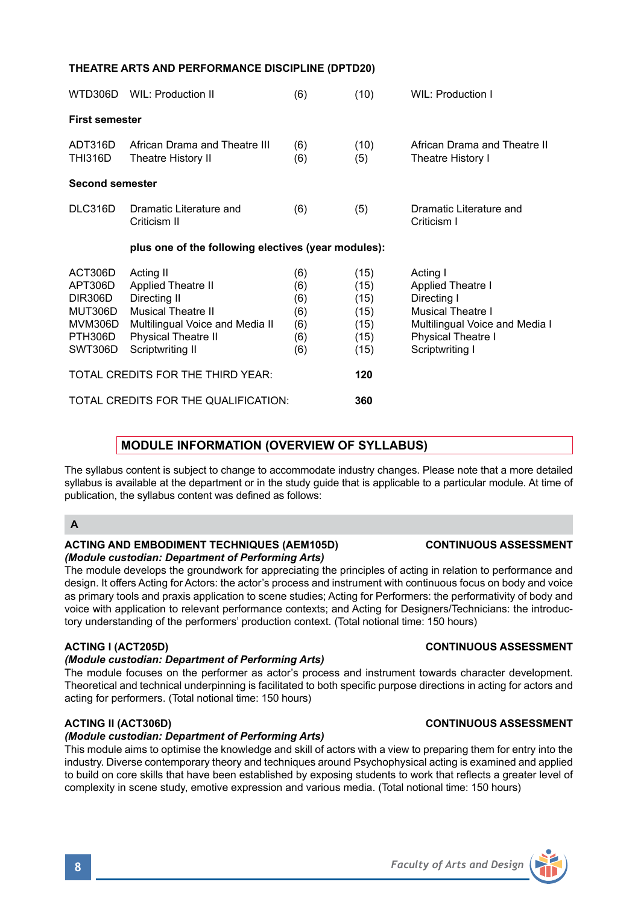**THEATRE ARTS AND PERFORMANCE DISCIPLINE (DPTD20)**

| | | | | |
|---|---|---|---|---|
| WTD306D | WIL: Production II | (6) | (10) | WIL: Production I |
| **First semester** | | | | |
| ADT316D | African Drama and Theatre III | (6) | (10) | African Drama and Theatre II |
| THI316D | Theatre History II | (6) | (5) | Theatre History I |
| **Second semester** | | | | |
| DLC316D | Dramatic Literature and Criticism II | (6) | (5) | Dramatic Literature and Criticism I |
| | **plus one of the following electives (year modules):** | | | |
| ACT306D | Acting II | (6) | (15) | Acting I |
| APT306D | Applied Theatre II | (6) | (15) | Applied Theatre I |
| DIR306D | Directing II | (6) | (15) | Directing I |
| MUT306D | Musical Theatre II | (6) | (15) | Musical Theatre I |
| MVM306D | Multilingual Voice and Media II | (6) | (15) | Multilingual Voice and Media I |
| PTH306D | Physical Theatre II | (6) | (15) | Physical Theatre I |
| SWT306D | Scriptwriting II | (6) | (15) | Scriptwriting I |

TOTAL CREDITS FOR THE THIRD YEAR: **120**

TOTAL CREDITS FOR THE QUALIFICATION: **360**

## MODULE INFORMATION (OVERVIEW OF SYLLABUS)

The syllabus content is subject to change to accommodate industry changes. Please note that a more detailed syllabus is available at the department or in the study guide that is applicable to a particular module. At time of publication, the syllabus content was defined as follows:

### A

**ACTING AND EMBODIMENT TECHNIQUES (AEM105D)** **CONTINUOUS ASSESSMENT**
***(Module custodian: Department of Performing Arts)***
The module develops the groundwork for appreciating the principles of acting in relation to performance and design. It offers Acting for Actors: the actor's process and instrument with continuous focus on body and voice as primary tools and praxis application to scene studies; Acting for Performers: the performativity of body and voice with application to relevant performance contexts; and Acting for Designers/Technicians: the introductory understanding of the performers' production context. (Total notional time: 150 hours)

**ACTING I (ACT205D)** **CONTINUOUS ASSESSMENT**
***(Module custodian: Department of Performing Arts)***
The module focuses on the performer as actor's process and instrument towards character development. Theoretical and technical underpinning is facilitated to both specific purpose directions in acting for actors and acting for performers. (Total notional time: 150 hours)

**ACTING II (ACT306D)** **CONTINUOUS ASSESSMENT**
***(Module custodian: Department of Performing Arts)***
This module aims to optimise the knowledge and skill of actors with a view to preparing them for entry into the industry. Diverse contemporary theory and techniques around Psychophysical acting is examined and applied to build on core skills that have been established by exposing students to work that reflects a greater level of complexity in scene study, emotive expression and various media. (Total notional time: 150 hours)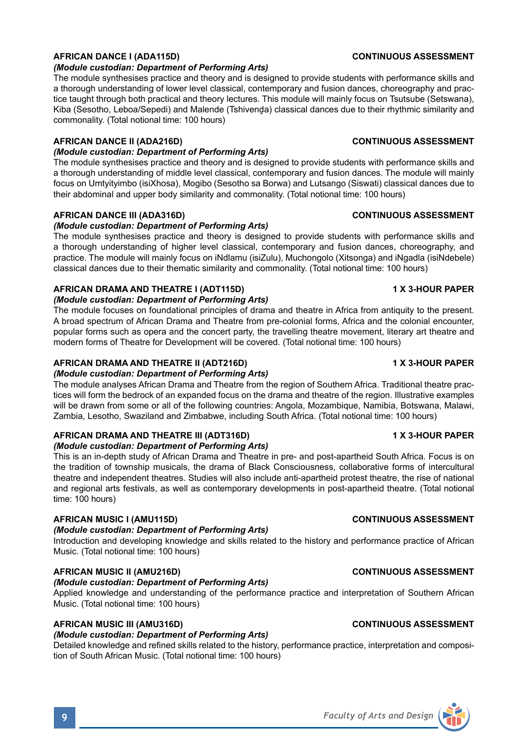**AFRICAN DANCE I (ADA115D)** **CONTINUOUS ASSESSMENT**

***(Module custodian: Department of Performing Arts)***

The module synthesises practice and theory and is designed to provide students with performance skills and a thorough understanding of lower level classical, contemporary and fusion dances, choreography and practice taught through both practical and theory lectures. This module will mainly focus on Tsutsube (Setswana), Kiba (Sesotho, Leboa/Sepedi) and Malende (Tshivenḓa) classical dances due to their rhythmic similarity and commonality. (Total notional time: 100 hours)

**AFRICAN DANCE II (ADA216D)** **CONTINUOUS ASSESSMENT**

***(Module custodian: Department of Performing Arts)***

The module synthesises practice and theory and is designed to provide students with performance skills and a thorough understanding of middle level classical, contemporary and fusion dances. The module will mainly focus on Umtyityimbo (isiXhosa), Mogibo (Sesotho sa Borwa) and Lutsango (Siswati) classical dances due to their abdominal and upper body similarity and commonality. (Total notional time: 100 hours)

**AFRICAN DANCE III (ADA316D)** **CONTINUOUS ASSESSMENT**

***(Module custodian: Department of Performing Arts)***

The module synthesises practice and theory is designed to provide students with performance skills and a thorough understanding of higher level classical, contemporary and fusion dances, choreography, and practice. The module will mainly focus on iNdlamu (isiZulu), Muchongolo (Xitsonga) and iNgadla (isiNdebele) classical dances due to their thematic similarity and commonality. (Total notional time: 100 hours)

**AFRICAN DRAMA AND THEATRE I (ADT115D)** **1 X 3-HOUR PAPER**

***(Module custodian: Department of Performing Arts)***

The module focuses on foundational principles of drama and theatre in Africa from antiquity to the present. A broad spectrum of African Drama and Theatre from pre-colonial forms, Africa and the colonial encounter, popular forms such as opera and the concert party, the travelling theatre movement, literary art theatre and modern forms of Theatre for Development will be covered. (Total notional time: 100 hours)

**AFRICAN DRAMA AND THEATRE II (ADT216D)** **1 X 3-HOUR PAPER**

***(Module custodian: Department of Performing Arts)***

The module analyses African Drama and Theatre from the region of Southern Africa. Traditional theatre practices will form the bedrock of an expanded focus on the drama and theatre of the region. Illustrative examples will be drawn from some or all of the following countries: Angola, Mozambique, Namibia, Botswana, Malawi, Zambia, Lesotho, Swaziland and Zimbabwe, including South Africa. (Total notional time: 100 hours)

**AFRICAN DRAMA AND THEATRE III (ADT316D)** **1 X 3-HOUR PAPER**

***(Module custodian: Department of Performing Arts)***

This is an in-depth study of African Drama and Theatre in pre- and post-apartheid South Africa. Focus is on the tradition of township musicals, the drama of Black Consciousness, collaborative forms of intercultural theatre and independent theatres. Studies will also include anti-apartheid protest theatre, the rise of national and regional arts festivals, as well as contemporary developments in post-apartheid theatre. (Total notional time: 100 hours)

**AFRICAN MUSIC I (AMU115D)** **CONTINUOUS ASSESSMENT**

***(Module custodian: Department of Performing Arts)***

Introduction and developing knowledge and skills related to the history and performance practice of African Music. (Total notional time: 100 hours)

**AFRICAN MUSIC II (AMU216D)** **CONTINUOUS ASSESSMENT**

***(Module custodian: Department of Performing Arts)***

Applied knowledge and understanding of the performance practice and interpretation of Southern African Music. (Total notional time: 100 hours)

**AFRICAN MUSIC III (AMU316D)** **CONTINUOUS ASSESSMENT**

***(Module custodian: Department of Performing Arts)***

Detailed knowledge and refined skills related to the history, performance practice, interpretation and composition of South African Music. (Total notional time: 100 hours)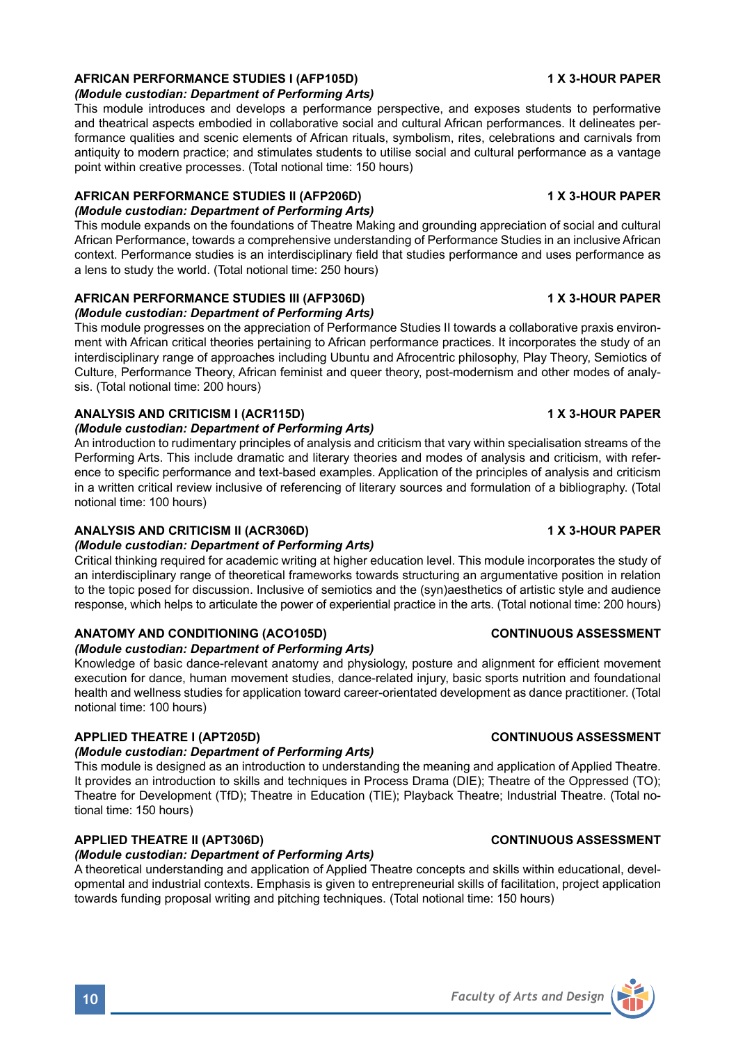### AFRICAN PERFORMANCE STUDIES I (AFP105D) — 1 X 3-HOUR PAPER

*(Module custodian: Department of Performing Arts)*

This module introduces and develops a performance perspective, and exposes students to performative and theatrical aspects embodied in collaborative social and cultural African performances. It delineates performance qualities and scenic elements of African rituals, symbolism, rites, celebrations and carnivals from antiquity to modern practice; and stimulates students to utilise social and cultural performance as a vantage point within creative processes. (Total notional time: 150 hours)

### AFRICAN PERFORMANCE STUDIES II (AFP206D) — 1 X 3-HOUR PAPER

*(Module custodian: Department of Performing Arts)*

This module expands on the foundations of Theatre Making and grounding appreciation of social and cultural African Performance, towards a comprehensive understanding of Performance Studies in an inclusive African context. Performance studies is an interdisciplinary field that studies performance and uses performance as a lens to study the world. (Total notional time: 250 hours)

### AFRICAN PERFORMANCE STUDIES III (AFP306D) — 1 X 3-HOUR PAPER

*(Module custodian: Department of Performing Arts)*

This module progresses on the appreciation of Performance Studies II towards a collaborative praxis environment with African critical theories pertaining to African performance practices. It incorporates the study of an interdisciplinary range of approaches including Ubuntu and Afrocentric philosophy, Play Theory, Semiotics of Culture, Performance Theory, African feminist and queer theory, post-modernism and other modes of analysis. (Total notional time: 200 hours)

### ANALYSIS AND CRITICISM I (ACR115D) — 1 X 3-HOUR PAPER

*(Module custodian: Department of Performing Arts)*

An introduction to rudimentary principles of analysis and criticism that vary within specialisation streams of the Performing Arts. This include dramatic and literary theories and modes of analysis and criticism, with reference to specific performance and text-based examples. Application of the principles of analysis and criticism in a written critical review inclusive of referencing of literary sources and formulation of a bibliography. (Total notional time: 100 hours)

### ANALYSIS AND CRITICISM II (ACR306D) — 1 X 3-HOUR PAPER

*(Module custodian: Department of Performing Arts)*

Critical thinking required for academic writing at higher education level. This module incorporates the study of an interdisciplinary range of theoretical frameworks towards structuring an argumentative position in relation to the topic posed for discussion. Inclusive of semiotics and the (syn)aesthetics of artistic style and audience response, which helps to articulate the power of experiential practice in the arts. (Total notional time: 200 hours)

### ANATOMY AND CONDITIONING (ACO105D) — CONTINUOUS ASSESSMENT

*(Module custodian: Department of Performing Arts)*

Knowledge of basic dance-relevant anatomy and physiology, posture and alignment for efficient movement execution for dance, human movement studies, dance-related injury, basic sports nutrition and foundational health and wellness studies for application toward career-orientated development as dance practitioner. (Total notional time: 100 hours)

### APPLIED THEATRE I (APT205D) — CONTINUOUS ASSESSMENT

*(Module custodian: Department of Performing Arts)*

This module is designed as an introduction to understanding the meaning and application of Applied Theatre. It provides an introduction to skills and techniques in Process Drama (DIE); Theatre of the Oppressed (TO); Theatre for Development (TfD); Theatre in Education (TIE); Playback Theatre; Industrial Theatre. (Total notional time: 150 hours)

### APPLIED THEATRE II (APT306D) — CONTINUOUS ASSESSMENT

*(Module custodian: Department of Performing Arts)*

A theoretical understanding and application of Applied Theatre concepts and skills within educational, developmental and industrial contexts. Emphasis is given to entrepreneurial skills of facilitation, project application towards funding proposal writing and pitching techniques. (Total notional time: 150 hours)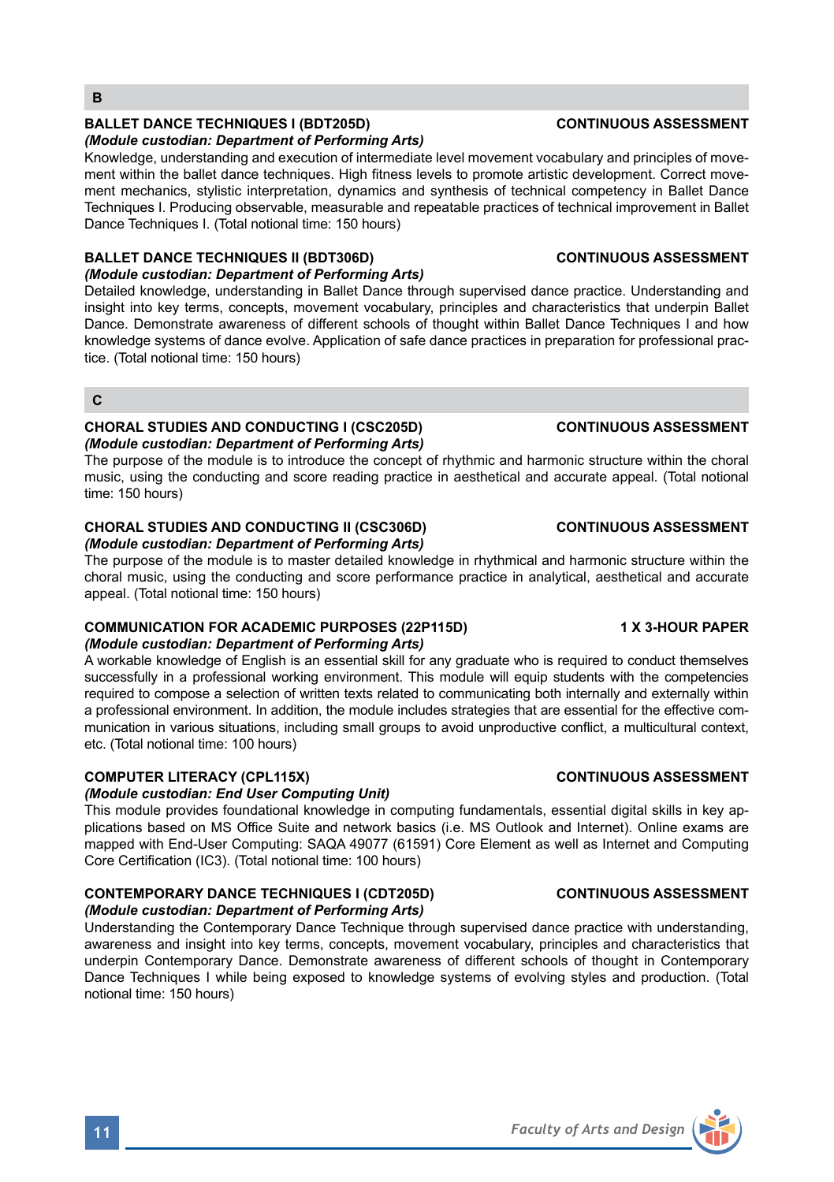## B

**BALLET DANCE TECHNIQUES I (BDT205D)** **CONTINUOUS ASSESSMENT**
***(Module custodian: Department of Performing Arts)***
Knowledge, understanding and execution of intermediate level movement vocabulary and principles of movement within the ballet dance techniques. High fitness levels to promote artistic development. Correct movement mechanics, stylistic interpretation, dynamics and synthesis of technical competency in Ballet Dance Techniques I. Producing observable, measurable and repeatable practices of technical improvement in Ballet Dance Techniques I. (Total notional time: 150 hours)

**BALLET DANCE TECHNIQUES II (BDT306D)** **CONTINUOUS ASSESSMENT**
***(Module custodian: Department of Performing Arts)***
Detailed knowledge, understanding in Ballet Dance through supervised dance practice. Understanding and insight into key terms, concepts, movement vocabulary, principles and characteristics that underpin Ballet Dance. Demonstrate awareness of different schools of thought within Ballet Dance Techniques I and how knowledge systems of dance evolve. Application of safe dance practices in preparation for professional practice. (Total notional time: 150 hours)

## C

**CHORAL STUDIES AND CONDUCTING I (CSC205D)** **CONTINUOUS ASSESSMENT**
***(Module custodian: Department of Performing Arts)***
The purpose of the module is to introduce the concept of rhythmic and harmonic structure within the choral music, using the conducting and score reading practice in aesthetical and accurate appeal. (Total notional time: 150 hours)

**CHORAL STUDIES AND CONDUCTING II (CSC306D)** **CONTINUOUS ASSESSMENT**
***(Module custodian: Department of Performing Arts)***
The purpose of the module is to master detailed knowledge in rhythmical and harmonic structure within the choral music, using the conducting and score performance practice in analytical, aesthetical and accurate appeal. (Total notional time: 150 hours)

**COMMUNICATION FOR ACADEMIC PURPOSES (22P115D)** **1 X 3-HOUR PAPER**
***(Module custodian: Department of Performing Arts)***
A workable knowledge of English is an essential skill for any graduate who is required to conduct themselves successfully in a professional working environment. This module will equip students with the competencies required to compose a selection of written texts related to communicating both internally and externally within a professional environment. In addition, the module includes strategies that are essential for the effective communication in various situations, including small groups to avoid unproductive conflict, a multicultural context, etc. (Total notional time: 100 hours)

**COMPUTER LITERACY (CPL115X)** **CONTINUOUS ASSESSMENT**
***(Module custodian: End User Computing Unit)***
This module provides foundational knowledge in computing fundamentals, essential digital skills in key applications based on MS Office Suite and network basics (i.e. MS Outlook and Internet). Online exams are mapped with End-User Computing: SAQA 49077 (61591) Core Element as well as Internet and Computing Core Certification (IC3). (Total notional time: 100 hours)

**CONTEMPORARY DANCE TECHNIQUES I (CDT205D)** **CONTINUOUS ASSESSMENT**
***(Module custodian: Department of Performing Arts)***
Understanding the Contemporary Dance Technique through supervised dance practice with understanding, awareness and insight into key terms, concepts, movement vocabulary, principles and characteristics that underpin Contemporary Dance. Demonstrate awareness of different schools of thought in Contemporary Dance Techniques I while being exposed to knowledge systems of evolving styles and production. (Total notional time: 150 hours)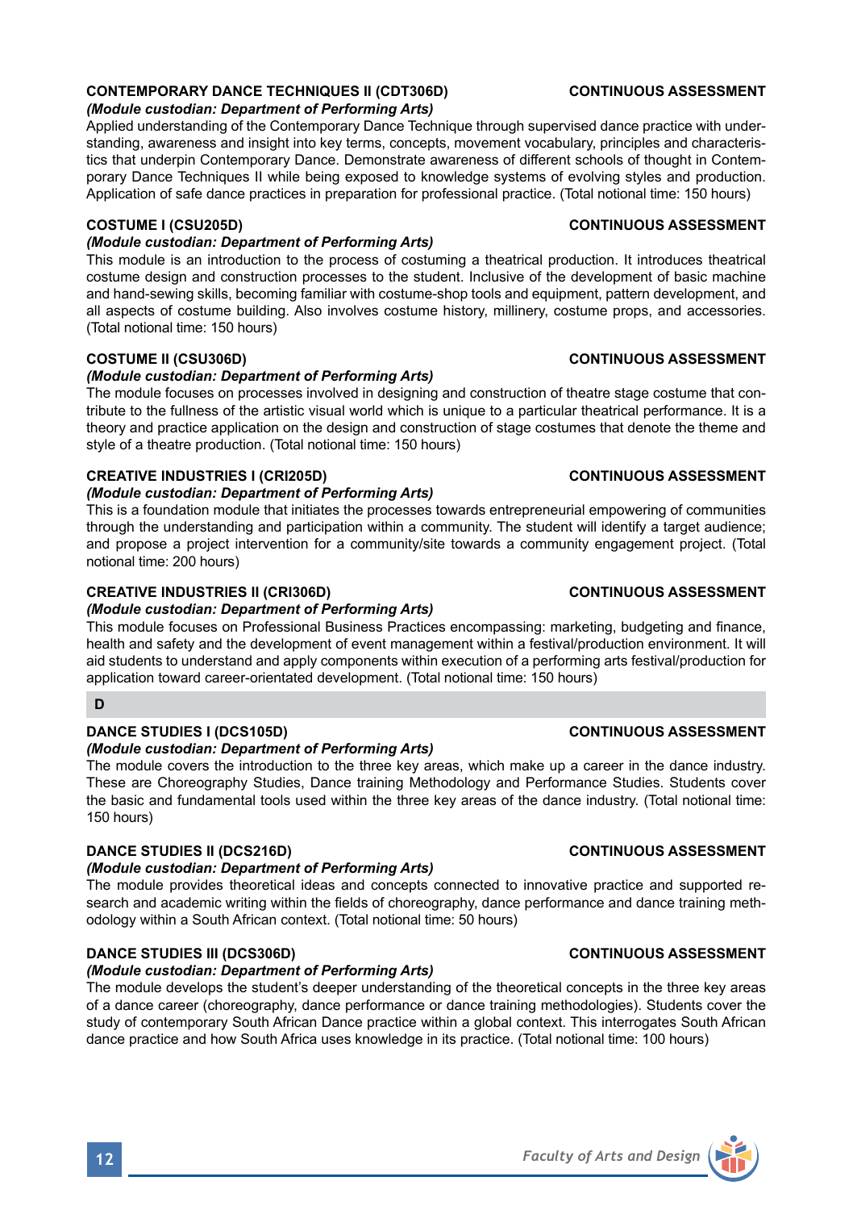**CONTEMPORARY DANCE TECHNIQUES II (CDT306D)** **CONTINUOUS ASSESSMENT**

*(Module custodian: Department of Performing Arts)*

Applied understanding of the Contemporary Dance Technique through supervised dance practice with understanding, awareness and insight into key terms, concepts, movement vocabulary, principles and characteristics that underpin Contemporary Dance. Demonstrate awareness of different schools of thought in Contemporary Dance Techniques II while being exposed to knowledge systems of evolving styles and production. Application of safe dance practices in preparation for professional practice. (Total notional time: 150 hours)

**COSTUME I (CSU205D)** **CONTINUOUS ASSESSMENT**

*(Module custodian: Department of Performing Arts)*

This module is an introduction to the process of costuming a theatrical production. It introduces theatrical costume design and construction processes to the student. Inclusive of the development of basic machine and hand-sewing skills, becoming familiar with costume-shop tools and equipment, pattern development, and all aspects of costume building. Also involves costume history, millinery, costume props, and accessories. (Total notional time: 150 hours)

**COSTUME II (CSU306D)** **CONTINUOUS ASSESSMENT**

*(Module custodian: Department of Performing Arts)*

The module focuses on processes involved in designing and construction of theatre stage costume that contribute to the fullness of the artistic visual world which is unique to a particular theatrical performance. It is a theory and practice application on the design and construction of stage costumes that denote the theme and style of a theatre production. (Total notional time: 150 hours)

**CREATIVE INDUSTRIES I (CRI205D)** **CONTINUOUS ASSESSMENT**

*(Module custodian: Department of Performing Arts)*

This is a foundation module that initiates the processes towards entrepreneurial empowering of communities through the understanding and participation within a community. The student will identify a target audience; and propose a project intervention for a community/site towards a community engagement project. (Total notional time: 200 hours)

**CREATIVE INDUSTRIES II (CRI306D)** **CONTINUOUS ASSESSMENT**

*(Module custodian: Department of Performing Arts)*

This module focuses on Professional Business Practices encompassing: marketing, budgeting and finance, health and safety and the development of event management within a festival/production environment. It will aid students to understand and apply components within execution of a performing arts festival/production for application toward career-orientated development. (Total notional time: 150 hours)

## D

**DANCE STUDIES I (DCS105D)** **CONTINUOUS ASSESSMENT**

*(Module custodian: Department of Performing Arts)*

The module covers the introduction to the three key areas, which make up a career in the dance industry. These are Choreography Studies, Dance training Methodology and Performance Studies. Students cover the basic and fundamental tools used within the three key areas of the dance industry. (Total notional time: 150 hours)

**DANCE STUDIES II (DCS216D)** **CONTINUOUS ASSESSMENT**

*(Module custodian: Department of Performing Arts)*

The module provides theoretical ideas and concepts connected to innovative practice and supported research and academic writing within the fields of choreography, dance performance and dance training methodology within a South African context. (Total notional time: 50 hours)

**DANCE STUDIES III (DCS306D)** **CONTINUOUS ASSESSMENT**

*(Module custodian: Department of Performing Arts)*

The module develops the student's deeper understanding of the theoretical concepts in the three key areas of a dance career (choreography, dance performance or dance training methodologies). Students cover the study of contemporary South African Dance practice within a global context. This interrogates South African dance practice and how South Africa uses knowledge in its practice. (Total notional time: 100 hours)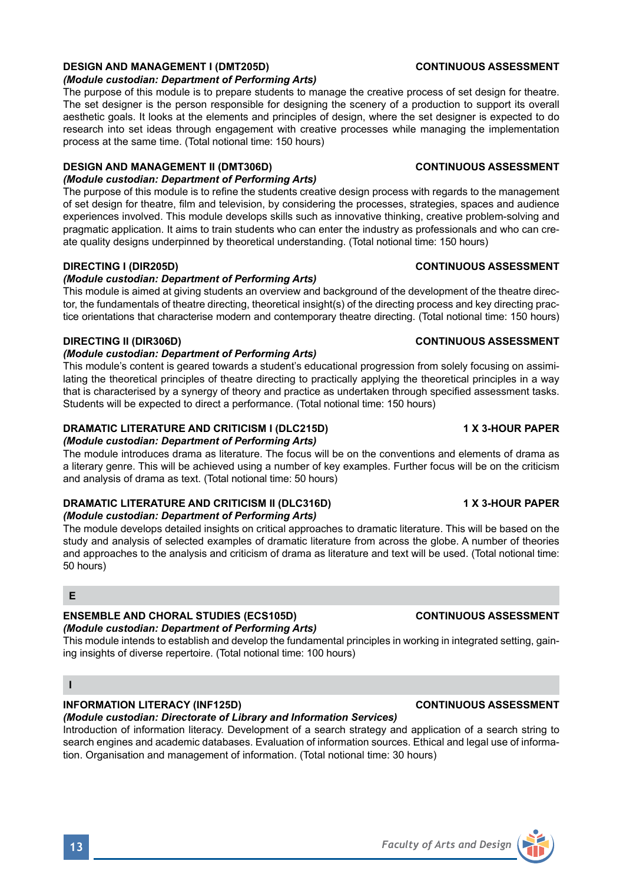**DESIGN AND MANAGEMENT I (DMT205D)** **CONTINUOUS ASSESSMENT**

*(Module custodian: Department of Performing Arts)*

The purpose of this module is to prepare students to manage the creative process of set design for theatre. The set designer is the person responsible for designing the scenery of a production to support its overall aesthetic goals. It looks at the elements and principles of design, where the set designer is expected to do research into set ideas through engagement with creative processes while managing the implementation process at the same time. (Total notional time: 150 hours)

**DESIGN AND MANAGEMENT II (DMT306D)** **CONTINUOUS ASSESSMENT**

*(Module custodian: Department of Performing Arts)*

The purpose of this module is to refine the students creative design process with regards to the management of set design for theatre, film and television, by considering the processes, strategies, spaces and audience experiences involved. This module develops skills such as innovative thinking, creative problem-solving and pragmatic application. It aims to train students who can enter the industry as professionals and who can create quality designs underpinned by theoretical understanding. (Total notional time: 150 hours)

**DIRECTING I (DIR205D)** **CONTINUOUS ASSESSMENT**

*(Module custodian: Department of Performing Arts)*

This module is aimed at giving students an overview and background of the development of the theatre director, the fundamentals of theatre directing, theoretical insight(s) of the directing process and key directing practice orientations that characterise modern and contemporary theatre directing. (Total notional time: 150 hours)

**DIRECTING II (DIR306D)** **CONTINUOUS ASSESSMENT**

*(Module custodian: Department of Performing Arts)*

This module's content is geared towards a student's educational progression from solely focusing on assimilating the theoretical principles of theatre directing to practically applying the theoretical principles in a way that is characterised by a synergy of theory and practice as undertaken through specified assessment tasks. Students will be expected to direct a performance. (Total notional time: 150 hours)

**DRAMATIC LITERATURE AND CRITICISM I (DLC215D)** **1 X 3-HOUR PAPER**

*(Module custodian: Department of Performing Arts)*

The module introduces drama as literature. The focus will be on the conventions and elements of drama as a literary genre. This will be achieved using a number of key examples. Further focus will be on the criticism and analysis of drama as text. (Total notional time: 50 hours)

**DRAMATIC LITERATURE AND CRITICISM II (DLC316D)** **1 X 3-HOUR PAPER**

*(Module custodian: Department of Performing Arts)*

The module develops detailed insights on critical approaches to dramatic literature. This will be based on the study and analysis of selected examples of dramatic literature from across the globe. A number of theories and approaches to the analysis and criticism of drama as literature and text will be used. (Total notional time: 50 hours)

## E

**ENSEMBLE AND CHORAL STUDIES (ECS105D)** **CONTINUOUS ASSESSMENT**

*(Module custodian: Department of Performing Arts)*

This module intends to establish and develop the fundamental principles in working in integrated setting, gaining insights of diverse repertoire. (Total notional time: 100 hours)

## I

**INFORMATION LITERACY (INF125D)** **CONTINUOUS ASSESSMENT**

*(Module custodian: Directorate of Library and Information Services)*

Introduction of information literacy. Development of a search strategy and application of a search string to search engines and academic databases. Evaluation of information sources. Ethical and legal use of information. Organisation and management of information. (Total notional time: 30 hours)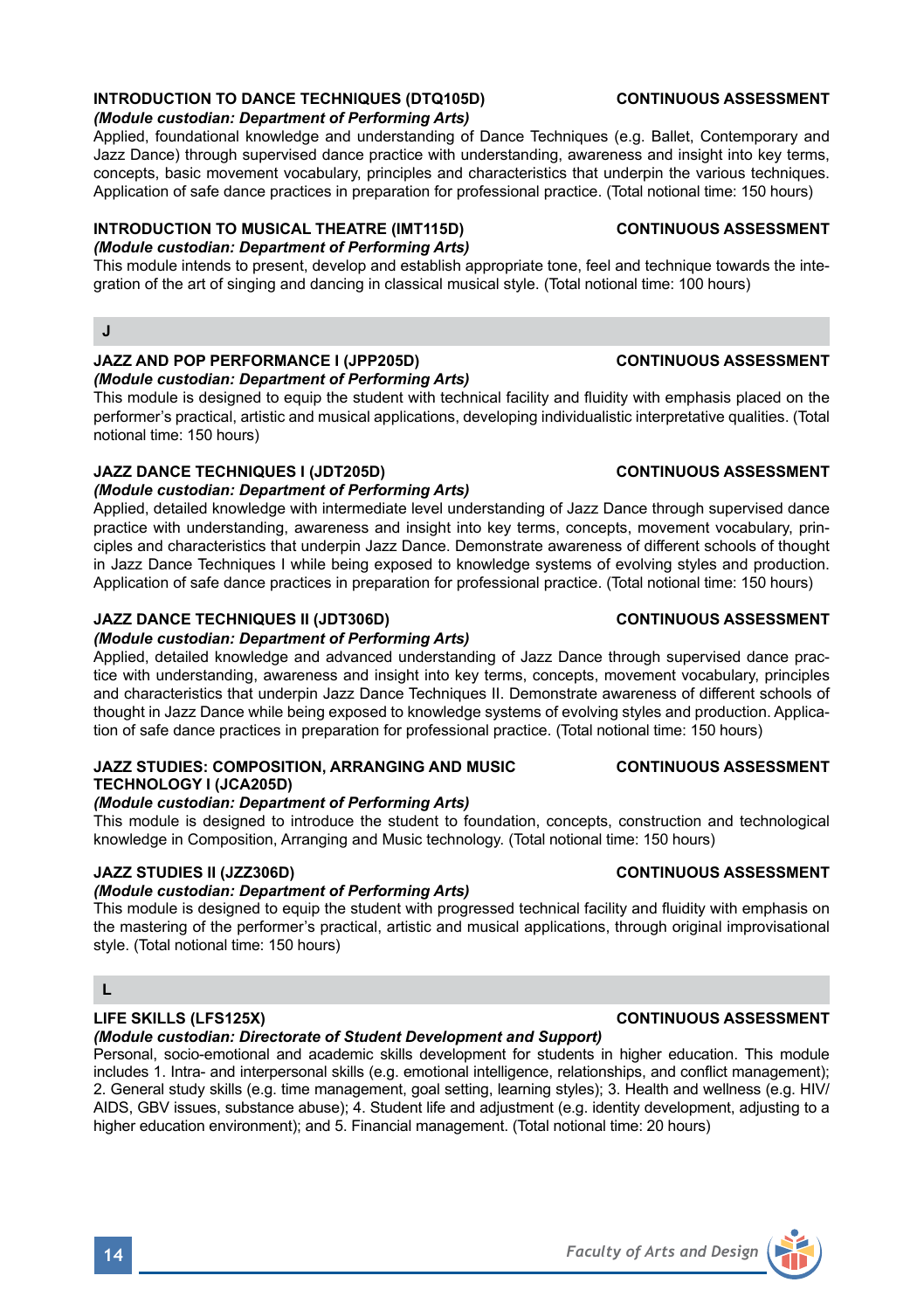### INTRODUCTION TO DANCE TECHNIQUES (DTQ105D) — CONTINUOUS ASSESSMENT

*(Module custodian: Department of Performing Arts)*

Applied, foundational knowledge and understanding of Dance Techniques (e.g. Ballet, Contemporary and Jazz Dance) through supervised dance practice with understanding, awareness and insight into key terms, concepts, basic movement vocabulary, principles and characteristics that underpin the various techniques. Application of safe dance practices in preparation for professional practice. (Total notional time: 150 hours)

### INTRODUCTION TO MUSICAL THEATRE (IMT115D) — CONTINUOUS ASSESSMENT

*(Module custodian: Department of Performing Arts)*

This module intends to present, develop and establish appropriate tone, feel and technique towards the integration of the art of singing and dancing in classical musical style. (Total notional time: 100 hours)

## J

### JAZZ AND POP PERFORMANCE I (JPP205D) — CONTINUOUS ASSESSMENT

*(Module custodian: Department of Performing Arts)*

This module is designed to equip the student with technical facility and fluidity with emphasis placed on the performer's practical, artistic and musical applications, developing individualistic interpretative qualities. (Total notional time: 150 hours)

### JAZZ DANCE TECHNIQUES I (JDT205D) — CONTINUOUS ASSESSMENT

*(Module custodian: Department of Performing Arts)*

Applied, detailed knowledge with intermediate level understanding of Jazz Dance through supervised dance practice with understanding, awareness and insight into key terms, concepts, movement vocabulary, principles and characteristics that underpin Jazz Dance. Demonstrate awareness of different schools of thought in Jazz Dance Techniques I while being exposed to knowledge systems of evolving styles and production. Application of safe dance practices in preparation for professional practice. (Total notional time: 150 hours)

### JAZZ DANCE TECHNIQUES II (JDT306D) — CONTINUOUS ASSESSMENT

*(Module custodian: Department of Performing Arts)*

Applied, detailed knowledge and advanced understanding of Jazz Dance through supervised dance practice with understanding, awareness and insight into key terms, concepts, movement vocabulary, principles and characteristics that underpin Jazz Dance Techniques II. Demonstrate awareness of different schools of thought in Jazz Dance while being exposed to knowledge systems of evolving styles and production. Application of safe dance practices in preparation for professional practice. (Total notional time: 150 hours)

### JAZZ STUDIES: COMPOSITION, ARRANGING AND MUSIC TECHNOLOGY I (JCA205D) — CONTINUOUS ASSESSMENT

*(Module custodian: Department of Performing Arts)*

This module is designed to introduce the student to foundation, concepts, construction and technological knowledge in Composition, Arranging and Music technology. (Total notional time: 150 hours)

### JAZZ STUDIES II (JZZ306D) — CONTINUOUS ASSESSMENT

*(Module custodian: Department of Performing Arts)*

This module is designed to equip the student with progressed technical facility and fluidity with emphasis on the mastering of the performer's practical, artistic and musical applications, through original improvisational style. (Total notional time: 150 hours)

## L

### LIFE SKILLS (LFS125X) — CONTINUOUS ASSESSMENT

*(Module custodian: Directorate of Student Development and Support)*

Personal, socio-emotional and academic skills development for students in higher education. This module includes 1. Intra- and interpersonal skills (e.g. emotional intelligence, relationships, and conflict management); 2. General study skills (e.g. time management, goal setting, learning styles); 3. Health and wellness (e.g. HIV/AIDS, GBV issues, substance abuse); 4. Student life and adjustment (e.g. identity development, adjusting to a higher education environment); and 5. Financial management. (Total notional time: 20 hours)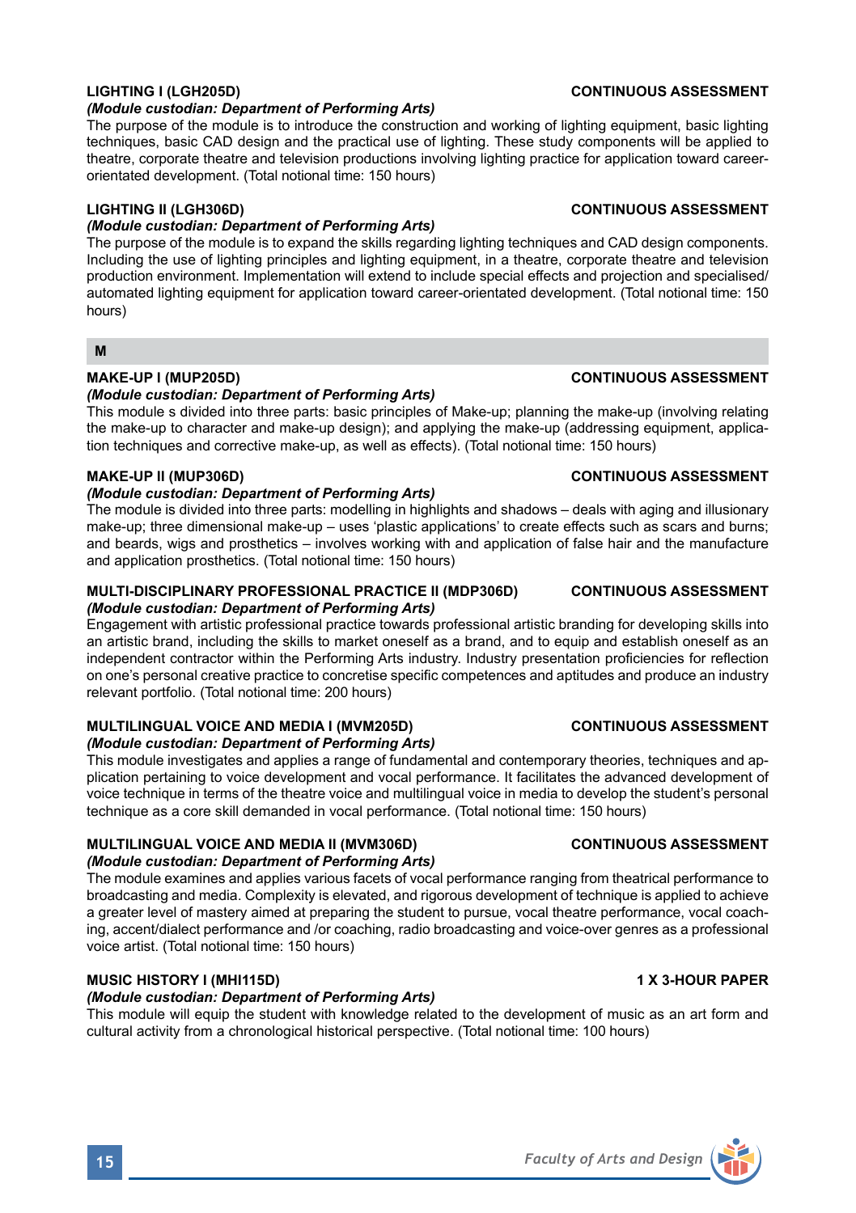**LIGHTING I (LGH205D)** **CONTINUOUS ASSESSMENT**

*(Module custodian: Department of Performing Arts)*

The purpose of the module is to introduce the construction and working of lighting equipment, basic lighting techniques, basic CAD design and the practical use of lighting. These study components will be applied to theatre, corporate theatre and television productions involving lighting practice for application toward career-orientated development. (Total notional time: 150 hours)

**LIGHTING II (LGH306D)** **CONTINUOUS ASSESSMENT**

*(Module custodian: Department of Performing Arts)*

The purpose of the module is to expand the skills regarding lighting techniques and CAD design components. Including the use of lighting principles and lighting equipment, in a theatre, corporate theatre and television production environment. Implementation will extend to include special effects and projection and specialised/automated lighting equipment for application toward career-orientated development. (Total notional time: 150 hours)

## M

**MAKE-UP I (MUP205D)** **CONTINUOUS ASSESSMENT**

*(Module custodian: Department of Performing Arts)*

This module s divided into three parts: basic principles of Make-up; planning the make-up (involving relating the make-up to character and make-up design); and applying the make-up (addressing equipment, application techniques and corrective make-up, as well as effects). (Total notional time: 150 hours)

**MAKE-UP II (MUP306D)** **CONTINUOUS ASSESSMENT**

*(Module custodian: Department of Performing Arts)*

The module is divided into three parts: modelling in highlights and shadows – deals with aging and illusionary make-up; three dimensional make-up – uses 'plastic applications' to create effects such as scars and burns; and beards, wigs and prosthetics – involves working with and application of false hair and the manufacture and application prosthetics. (Total notional time: 150 hours)

**MULTI-DISCIPLINARY PROFESSIONAL PRACTICE II (MDP306D)** **CONTINUOUS ASSESSMENT**

*(Module custodian: Department of Performing Arts)*

Engagement with artistic professional practice towards professional artistic branding for developing skills into an artistic brand, including the skills to market oneself as a brand, and to equip and establish oneself as an independent contractor within the Performing Arts industry. Industry presentation proficiencies for reflection on one's personal creative practice to concretise specific competences and aptitudes and produce an industry relevant portfolio. (Total notional time: 200 hours)

**MULTILINGUAL VOICE AND MEDIA I (MVM205D)** **CONTINUOUS ASSESSMENT**

*(Module custodian: Department of Performing Arts)*

This module investigates and applies a range of fundamental and contemporary theories, techniques and application pertaining to voice development and vocal performance. It facilitates the advanced development of voice technique in terms of the theatre voice and multilingual voice in media to develop the student's personal technique as a core skill demanded in vocal performance. (Total notional time: 150 hours)

**MULTILINGUAL VOICE AND MEDIA II (MVM306D)** **CONTINUOUS ASSESSMENT**

*(Module custodian: Department of Performing Arts)*

The module examines and applies various facets of vocal performance ranging from theatrical performance to broadcasting and media. Complexity is elevated, and rigorous development of technique is applied to achieve a greater level of mastery aimed at preparing the student to pursue, vocal theatre performance, vocal coaching, accent/dialect performance and /or coaching, radio broadcasting and voice-over genres as a professional voice artist. (Total notional time: 150 hours)

**MUSIC HISTORY I (MHI115D)** **1 X 3-HOUR PAPER**

*(Module custodian: Department of Performing Arts)*

This module will equip the student with knowledge related to the development of music as an art form and cultural activity from a chronological historical perspective. (Total notional time: 100 hours)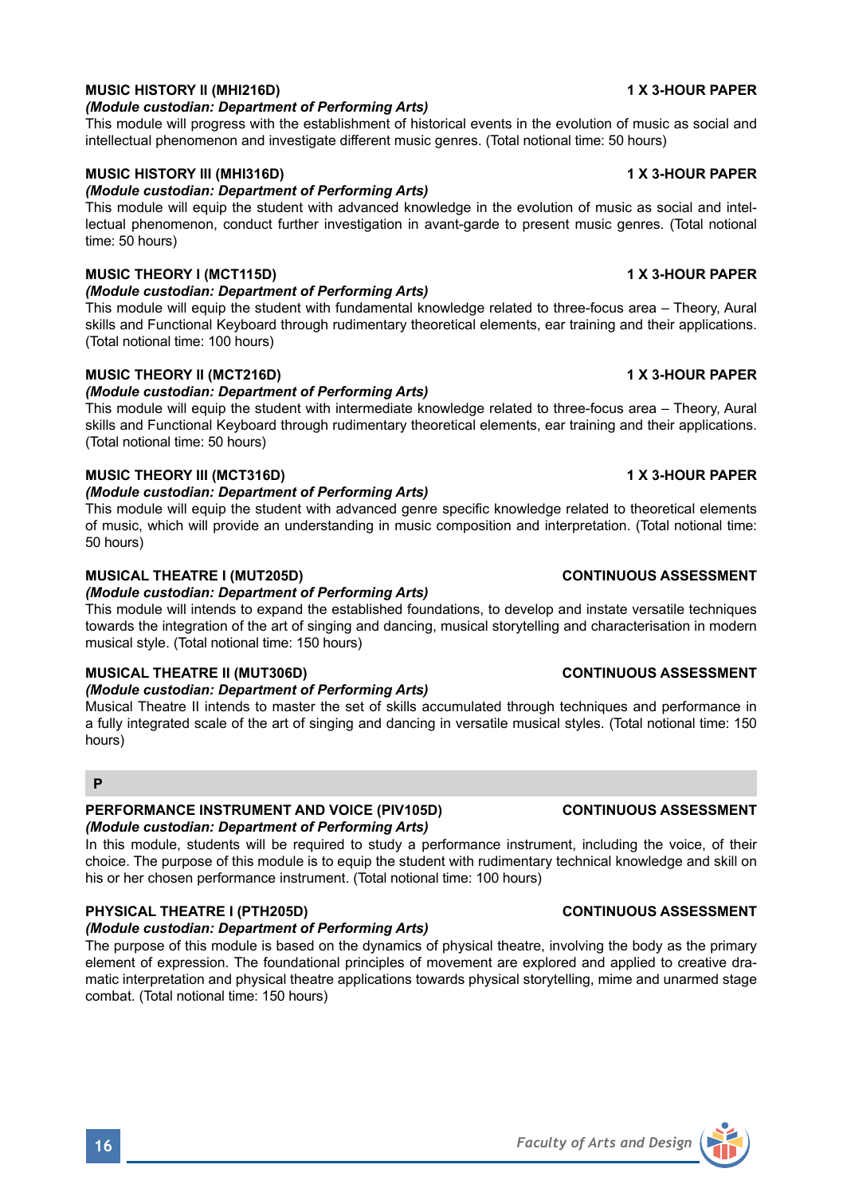**MUSIC HISTORY II (MHI216D)** **1 X 3-HOUR PAPER**
*(Module custodian: Department of Performing Arts)*
This module will progress with the establishment of historical events in the evolution of music as social and intellectual phenomenon and investigate different music genres. (Total notional time: 50 hours)

**MUSIC HISTORY III (MHI316D)** **1 X 3-HOUR PAPER**
*(Module custodian: Department of Performing Arts)*
This module will equip the student with advanced knowledge in the evolution of music as social and intellectual phenomenon, conduct further investigation in avant-garde to present music genres. (Total notional time: 50 hours)

**MUSIC THEORY I (MCT115D)** **1 X 3-HOUR PAPER**
*(Module custodian: Department of Performing Arts)*
This module will equip the student with fundamental knowledge related to three-focus area – Theory, Aural skills and Functional Keyboard through rudimentary theoretical elements, ear training and their applications. (Total notional time: 100 hours)

**MUSIC THEORY II (MCT216D)** **1 X 3-HOUR PAPER**
*(Module custodian: Department of Performing Arts)*
This module will equip the student with intermediate knowledge related to three-focus area – Theory, Aural skills and Functional Keyboard through rudimentary theoretical elements, ear training and their applications. (Total notional time: 50 hours)

**MUSIC THEORY III (MCT316D)** **1 X 3-HOUR PAPER**
*(Module custodian: Department of Performing Arts)*
This module will equip the student with advanced genre specific knowledge related to theoretical elements of music, which will provide an understanding in music composition and interpretation. (Total notional time: 50 hours)

**MUSICAL THEATRE I (MUT205D)** **CONTINUOUS ASSESSMENT**
*(Module custodian: Department of Performing Arts)*
This module will intends to expand the established foundations, to develop and instate versatile techniques towards the integration of the art of singing and dancing, musical storytelling and characterisation in modern musical style. (Total notional time: 150 hours)

**MUSICAL THEATRE II (MUT306D)** **CONTINUOUS ASSESSMENT**
*(Module custodian: Department of Performing Arts)*
Musical Theatre II intends to master the set of skills accumulated through techniques and performance in a fully integrated scale of the art of singing and dancing in versatile musical styles. (Total notional time: 150 hours)

## P

**PERFORMANCE INSTRUMENT AND VOICE (PIV105D)** **CONTINUOUS ASSESSMENT**
*(Module custodian: Department of Performing Arts)*
In this module, students will be required to study a performance instrument, including the voice, of their choice. The purpose of this module is to equip the student with rudimentary technical knowledge and skill on his or her chosen performance instrument. (Total notional time: 100 hours)

**PHYSICAL THEATRE I (PTH205D)** **CONTINUOUS ASSESSMENT**
*(Module custodian: Department of Performing Arts)*
The purpose of this module is based on the dynamics of physical theatre, involving the body as the primary element of expression. The foundational principles of movement are explored and applied to creative dramatic interpretation and physical theatre applications towards physical storytelling, mime and unarmed stage combat. (Total notional time: 150 hours)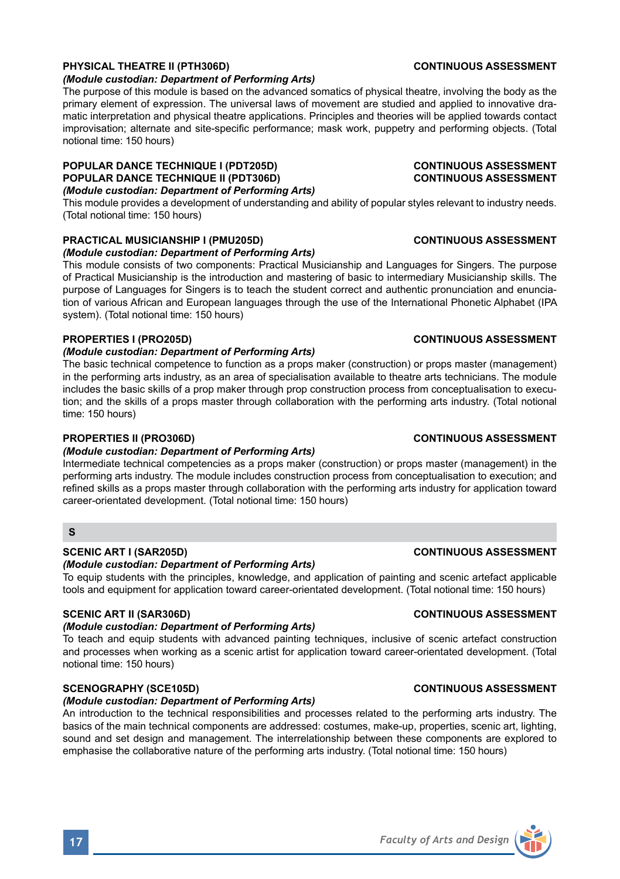**PHYSICAL THEATRE II (PTH306D)** **CONTINUOUS ASSESSMENT**

*(Module custodian: Department of Performing Arts)*

The purpose of this module is based on the advanced somatics of physical theatre, involving the body as the primary element of expression. The universal laws of movement are studied and applied to innovative dramatic interpretation and physical theatre applications. Principles and theories will be applied towards contact improvisation; alternate and site-specific performance; mask work, puppetry and performing objects. (Total notional time: 150 hours)

**POPULAR DANCE TECHNIQUE I (PDT205D)** **CONTINUOUS ASSESSMENT**
**POPULAR DANCE TECHNIQUE II (PDT306D)** **CONTINUOUS ASSESSMENT**

*(Module custodian: Department of Performing Arts)*

This module provides a development of understanding and ability of popular styles relevant to industry needs. (Total notional time: 150 hours)

**PRACTICAL MUSICIANSHIP I (PMU205D)** **CONTINUOUS ASSESSMENT**

*(Module custodian: Department of Performing Arts)*

This module consists of two components: Practical Musicianship and Languages for Singers. The purpose of Practical Musicianship is the introduction and mastering of basic to intermediary Musicianship skills. The purpose of Languages for Singers is to teach the student correct and authentic pronunciation and enunciation of various African and European languages through the use of the International Phonetic Alphabet (IPA system). (Total notional time: 150 hours)

**PROPERTIES I (PRO205D)** **CONTINUOUS ASSESSMENT**

*(Module custodian: Department of Performing Arts)*

The basic technical competence to function as a props maker (construction) or props master (management) in the performing arts industry, as an area of specialisation available to theatre arts technicians. The module includes the basic skills of a prop maker through prop construction process from conceptualisation to execution; and the skills of a props master through collaboration with the performing arts industry. (Total notional time: 150 hours)

**PROPERTIES II (PRO306D)** **CONTINUOUS ASSESSMENT**

*(Module custodian: Department of Performing Arts)*

Intermediate technical competencies as a props maker (construction) or props master (management) in the performing arts industry. The module includes construction process from conceptualisation to execution; and refined skills as a props master through collaboration with the performing arts industry for application toward career-orientated development. (Total notional time: 150 hours)

## S

**SCENIC ART I (SAR205D)** **CONTINUOUS ASSESSMENT**

*(Module custodian: Department of Performing Arts)*

To equip students with the principles, knowledge, and application of painting and scenic artefact applicable tools and equipment for application toward career-orientated development. (Total notional time: 150 hours)

**SCENIC ART II (SAR306D)** **CONTINUOUS ASSESSMENT**

*(Module custodian: Department of Performing Arts)*

To teach and equip students with advanced painting techniques, inclusive of scenic artefact construction and processes when working as a scenic artist for application toward career-orientated development. (Total notional time: 150 hours)

**SCENOGRAPHY (SCE105D)** **CONTINUOUS ASSESSMENT**

*(Module custodian: Department of Performing Arts)*

An introduction to the technical responsibilities and processes related to the performing arts industry. The basics of the main technical components are addressed: costumes, make-up, properties, scenic art, lighting, sound and set design and management. The interrelationship between these components are explored to emphasise the collaborative nature of the performing arts industry. (Total notional time: 150 hours)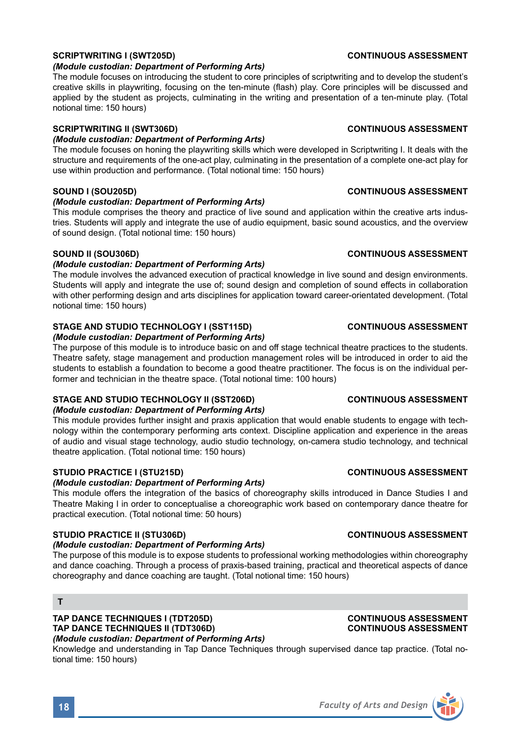**SCRIPTWRITING I (SWT205D)** **CONTINUOUS ASSESSMENT**

***(Module custodian: Department of Performing Arts)***

The module focuses on introducing the student to core principles of scriptwriting and to develop the student's creative skills in playwriting, focusing on the ten-minute (flash) play. Core principles will be discussed and applied by the student as projects, culminating in the writing and presentation of a ten-minute play. (Total notional time: 150 hours)

**SCRIPTWRITING II (SWT306D)** **CONTINUOUS ASSESSMENT**

***(Module custodian: Department of Performing Arts)***

The module focuses on honing the playwriting skills which were developed in Scriptwriting I. It deals with the structure and requirements of the one-act play, culminating in the presentation of a complete one-act play for use within production and performance. (Total notional time: 150 hours)

**SOUND I (SOU205D)** **CONTINUOUS ASSESSMENT**

***(Module custodian: Department of Performing Arts)***

This module comprises the theory and practice of live sound and application within the creative arts industries. Students will apply and integrate the use of audio equipment, basic sound acoustics, and the overview of sound design. (Total notional time: 150 hours)

**SOUND II (SOU306D)** **CONTINUOUS ASSESSMENT**

***(Module custodian: Department of Performing Arts)***

The module involves the advanced execution of practical knowledge in live sound and design environments. Students will apply and integrate the use of; sound design and completion of sound effects in collaboration with other performing design and arts disciplines for application toward career-orientated development. (Total notional time: 150 hours)

**STAGE AND STUDIO TECHNOLOGY I (SST115D)** **CONTINUOUS ASSESSMENT**

***(Module custodian: Department of Performing Arts)***

The purpose of this module is to introduce basic on and off stage technical theatre practices to the students. Theatre safety, stage management and production management roles will be introduced in order to aid the students to establish a foundation to become a good theatre practitioner. The focus is on the individual performer and technician in the theatre space. (Total notional time: 100 hours)

**STAGE AND STUDIO TECHNOLOGY II (SST206D)** **CONTINUOUS ASSESSMENT**

***(Module custodian: Department of Performing Arts)***

This module provides further insight and praxis application that would enable students to engage with technology within the contemporary performing arts context. Discipline application and experience in the areas of audio and visual stage technology, audio studio technology, on-camera studio technology, and technical theatre application. (Total notional time: 150 hours)

**STUDIO PRACTICE I (STU215D)** **CONTINUOUS ASSESSMENT**

***(Module custodian: Department of Performing Arts)***

This module offers the integration of the basics of choreography skills introduced in Dance Studies I and Theatre Making I in order to conceptualise a choreographic work based on contemporary dance theatre for practical execution. (Total notional time: 50 hours)

**STUDIO PRACTICE II (STU306D)** **CONTINUOUS ASSESSMENT**

***(Module custodian: Department of Performing Arts)***

The purpose of this module is to expose students to professional working methodologies within choreography and dance coaching. Through a process of praxis-based training, practical and theoretical aspects of dance choreography and dance coaching are taught. (Total notional time: 150 hours)

## T

**TAP DANCE TECHNIQUES I (TDT205D)** **CONTINUOUS ASSESSMENT**
**TAP DANCE TECHNIQUES II (TDT306D)** **CONTINUOUS ASSESSMENT**

***(Module custodian: Department of Performing Arts)***

Knowledge and understanding in Tap Dance Techniques through supervised dance tap practice. (Total notional time: 150 hours)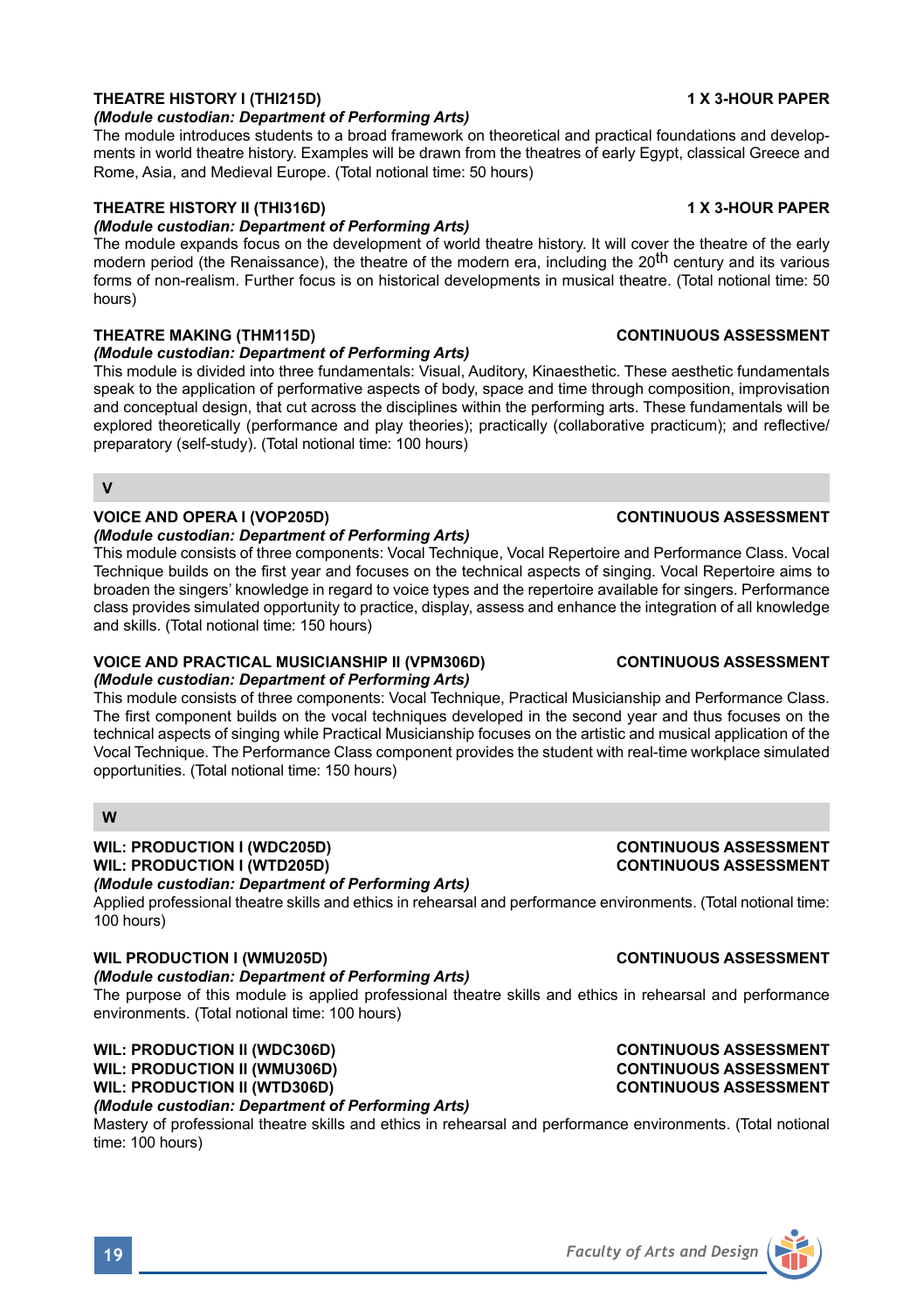### THEATRE HISTORY I (THI215D) — 1 X 3-HOUR PAPER

*(Module custodian: Department of Performing Arts)*

The module introduces students to a broad framework on theoretical and practical foundations and developments in world theatre history. Examples will be drawn from the theatres of early Egypt, classical Greece and Rome, Asia, and Medieval Europe. (Total notional time: 50 hours)

### THEATRE HISTORY II (THI316D) — 1 X 3-HOUR PAPER

*(Module custodian: Department of Performing Arts)*

The module expands focus on the development of world theatre history. It will cover the theatre of the early modern period (the Renaissance), the theatre of the modern era, including the 20th century and its various forms of non-realism. Further focus is on historical developments in musical theatre. (Total notional time: 50 hours)

### THEATRE MAKING (THM115D) — CONTINUOUS ASSESSMENT

*(Module custodian: Department of Performing Arts)*

This module is divided into three fundamentals: Visual, Auditory, Kinaesthetic. These aesthetic fundamentals speak to the application of performative aspects of body, space and time through composition, improvisation and conceptual design, that cut across the disciplines within the performing arts. These fundamentals will be explored theoretically (performance and play theories); practically (collaborative practicum); and reflective/preparatory (self-study). (Total notional time: 100 hours)

## V

### VOICE AND OPERA I (VOP205D) — CONTINUOUS ASSESSMENT

*(Module custodian: Department of Performing Arts)*

This module consists of three components: Vocal Technique, Vocal Repertoire and Performance Class. Vocal Technique builds on the first year and focuses on the technical aspects of singing. Vocal Repertoire aims to broaden the singers' knowledge in regard to voice types and the repertoire available for singers. Performance class provides simulated opportunity to practice, display, assess and enhance the integration of all knowledge and skills. (Total notional time: 150 hours)

### VOICE AND PRACTICAL MUSICIANSHIP II (VPM306D) — CONTINUOUS ASSESSMENT

*(Module custodian: Department of Performing Arts)*

This module consists of three components: Vocal Technique, Practical Musicianship and Performance Class. The first component builds on the vocal techniques developed in the second year and thus focuses on the technical aspects of singing while Practical Musicianship focuses on the artistic and musical application of the Vocal Technique. The Performance Class component provides the student with real-time workplace simulated opportunities. (Total notional time: 150 hours)

## W

### WIL: PRODUCTION I (WDC205D) — CONTINUOUS ASSESSMENT
### WIL: PRODUCTION I (WTD205D) — CONTINUOUS ASSESSMENT

*(Module custodian: Department of Performing Arts)*

Applied professional theatre skills and ethics in rehearsal and performance environments. (Total notional time: 100 hours)

### WIL PRODUCTION I (WMU205D) — CONTINUOUS ASSESSMENT

*(Module custodian: Department of Performing Arts)*

The purpose of this module is applied professional theatre skills and ethics in rehearsal and performance environments. (Total notional time: 100 hours)

### WIL: PRODUCTION II (WDC306D) — CONTINUOUS ASSESSMENT
### WIL: PRODUCTION II (WMU306D) — CONTINUOUS ASSESSMENT
### WIL: PRODUCTION II (WTD306D) — CONTINUOUS ASSESSMENT

*(Module custodian: Department of Performing Arts)*

Mastery of professional theatre skills and ethics in rehearsal and performance environments. (Total notional time: 100 hours)